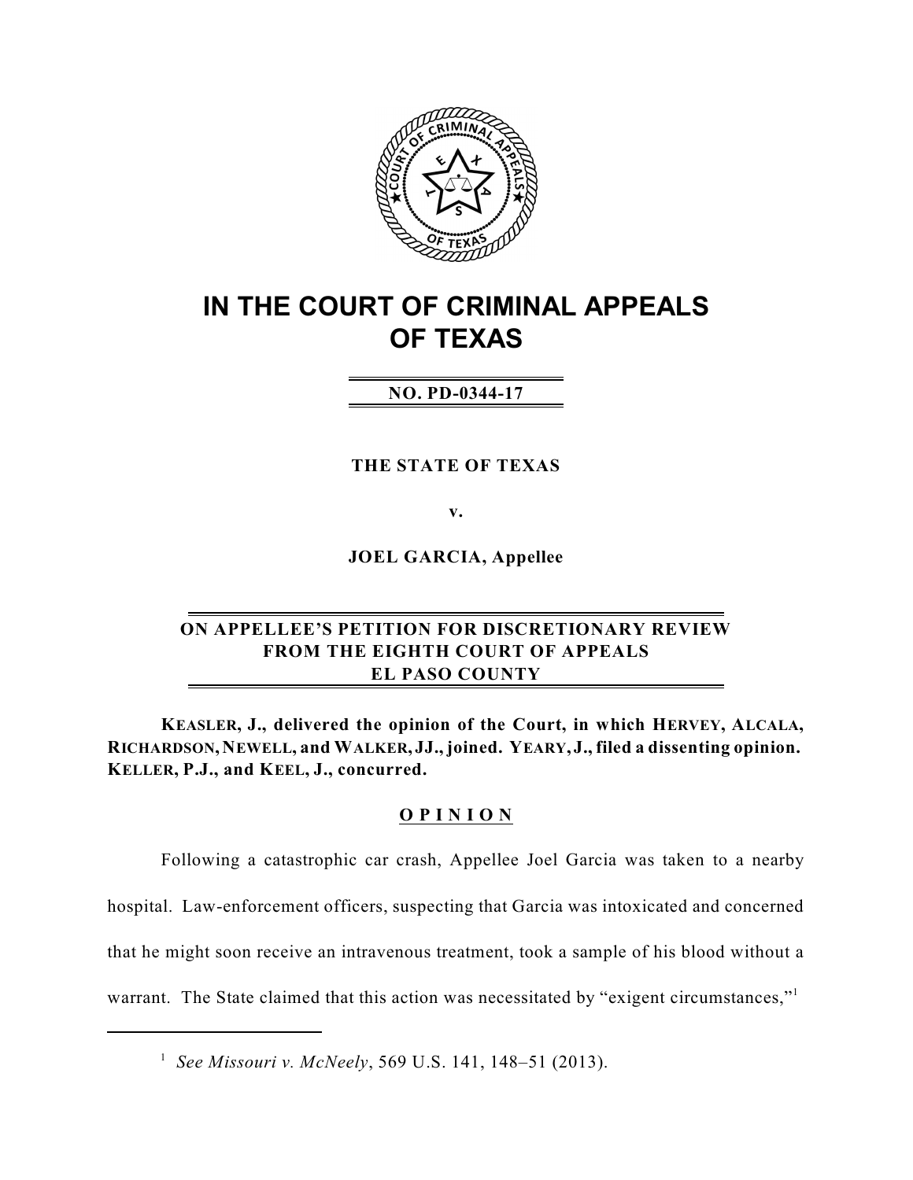# IN THE COURT OF CRIMINAL APPEALS OF TEXAS

**NO. PD-0344-17**

**THE STATE OF TEXAS**

**v.**

**JOEL GARCIA, Appellee**

**ON APPELLEE'S PETITION FOR DISCRETIONARY REVIEW FROM THE EIGHTH COURT OF APPEALS EL PASO COUNTY**

**KEASLER, J., delivered the opinion of the Court, in which HERVEY, ALCALA, RICHARDSON, NEWELL, and WALKER, JJ., joined. YEARY, J., filed a dissenting opinion. KELLER, P.J., and KEEL, J., concurred.**

## OPINION

Following a catastrophic car crash, Appellee Joel Garcia was taken to a nearby hospital. Law-enforcement officers, suspecting that Garcia was intoxicated and concerned that he might soon receive an intravenous treatment, took a sample of his blood without a warrant. The State claimed that this action was necessitated by "exigent circumstances,"[1]

[1] *See Missouri v. McNeely*, 569 U.S. 141, 148–51 (2013).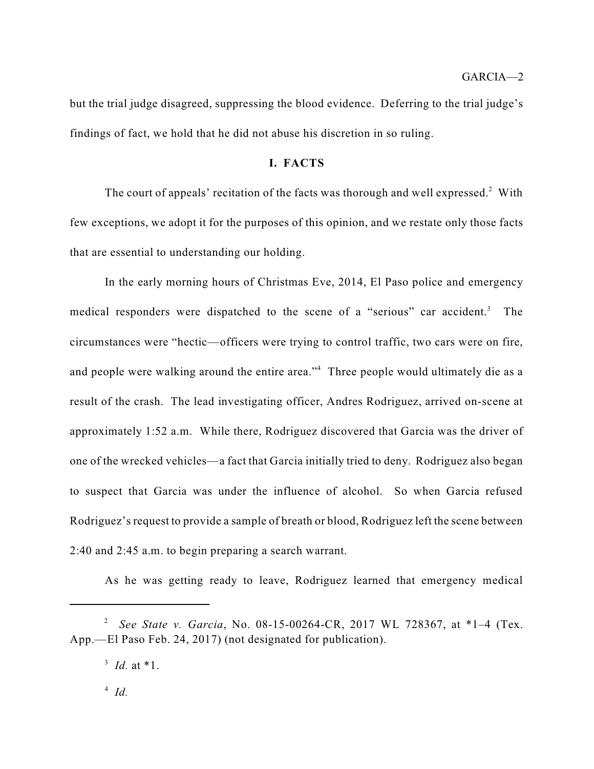but the trial judge disagreed, suppressing the blood evidence. Deferring to the trial judge's findings of fact, we hold that he did not abuse his discretion in so ruling.

## I. FACTS

The court of appeals' recitation of the facts was thorough and well expressed.[2] With few exceptions, we adopt it for the purposes of this opinion, and we restate only those facts that are essential to understanding our holding.

In the early morning hours of Christmas Eve, 2014, El Paso police and emergency medical responders were dispatched to the scene of a "serious" car accident.[3] The circumstances were "hectic—officers were trying to control traffic, two cars were on fire, and people were walking around the entire area."[4] Three people would ultimately die as a result of the crash. The lead investigating officer, Andres Rodriguez, arrived on-scene at approximately 1:52 a.m. While there, Rodriguez discovered that Garcia was the driver of one of the wrecked vehicles—a fact that Garcia initially tried to deny. Rodriguez also began to suspect that Garcia was under the influence of alcohol. So when Garcia refused Rodriguez's request to provide a sample of breath or blood, Rodriguez left the scene between 2:40 and 2:45 a.m. to begin preparing a search warrant.

As he was getting ready to leave, Rodriguez learned that emergency medical

---

[2] *See State v. Garcia*, No. 08-15-00264-CR, 2017 WL 728367, at *1–4 (Tex. App.—El Paso Feb. 24, 2017) (not designated for publication).

[3] *Id.* at *1.

[4] *Id.*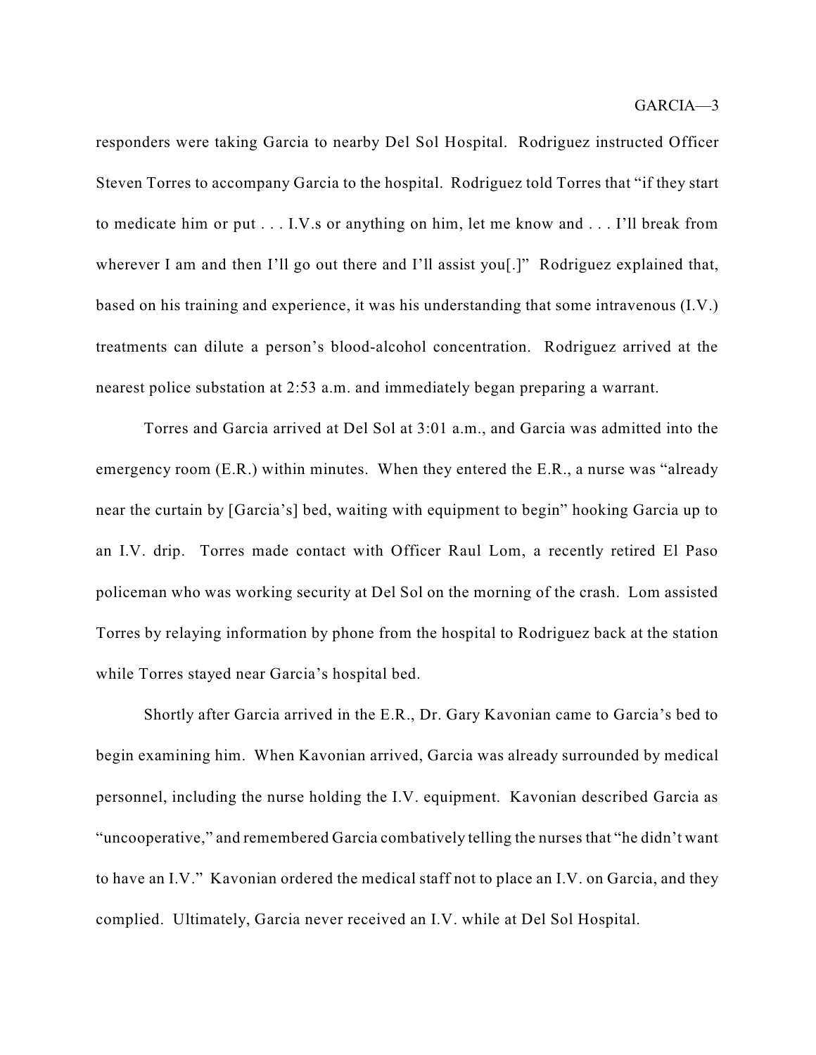responders were taking Garcia to nearby Del Sol Hospital. Rodriguez instructed Officer Steven Torres to accompany Garcia to the hospital. Rodriguez told Torres that "if they start to medicate him or put . . . I.V.s or anything on him, let me know and . . . I'll break from wherever I am and then I'll go out there and I'll assist you[.]" Rodriguez explained that, based on his training and experience, it was his understanding that some intravenous (I.V.) treatments can dilute a person's blood-alcohol concentration. Rodriguez arrived at the nearest police substation at 2:53 a.m. and immediately began preparing a warrant.

Torres and Garcia arrived at Del Sol at 3:01 a.m., and Garcia was admitted into the emergency room (E.R.) within minutes. When they entered the E.R., a nurse was "already near the curtain by [Garcia's] bed, waiting with equipment to begin" hooking Garcia up to an I.V. drip. Torres made contact with Officer Raul Lom, a recently retired El Paso policeman who was working security at Del Sol on the morning of the crash. Lom assisted Torres by relaying information by phone from the hospital to Rodriguez back at the station while Torres stayed near Garcia's hospital bed.

Shortly after Garcia arrived in the E.R., Dr. Gary Kavonian came to Garcia's bed to begin examining him. When Kavonian arrived, Garcia was already surrounded by medical personnel, including the nurse holding the I.V. equipment. Kavonian described Garcia as "uncooperative," and remembered Garcia combatively telling the nurses that "he didn't want to have an I.V." Kavonian ordered the medical staff not to place an I.V. on Garcia, and they complied. Ultimately, Garcia never received an I.V. while at Del Sol Hospital.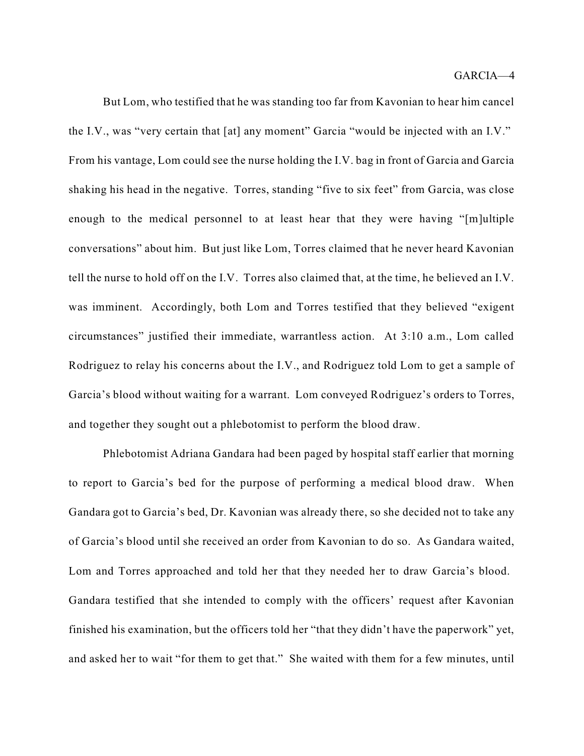But Lom, who testified that he was standing too far from Kavonian to hear him cancel the I.V., was "very certain that [at] any moment" Garcia "would be injected with an I.V." From his vantage, Lom could see the nurse holding the I.V. bag in front of Garcia and Garcia shaking his head in the negative. Torres, standing "five to six feet" from Garcia, was close enough to the medical personnel to at least hear that they were having "[m]ultiple conversations" about him. But just like Lom, Torres claimed that he never heard Kavonian tell the nurse to hold off on the I.V. Torres also claimed that, at the time, he believed an I.V. was imminent. Accordingly, both Lom and Torres testified that they believed "exigent circumstances" justified their immediate, warrantless action. At 3:10 a.m., Lom called Rodriguez to relay his concerns about the I.V., and Rodriguez told Lom to get a sample of Garcia's blood without waiting for a warrant. Lom conveyed Rodriguez's orders to Torres, and together they sought out a phlebotomist to perform the blood draw.

Phlebotomist Adriana Gandara had been paged by hospital staff earlier that morning to report to Garcia's bed for the purpose of performing a medical blood draw. When Gandara got to Garcia's bed, Dr. Kavonian was already there, so she decided not to take any of Garcia's blood until she received an order from Kavonian to do so. As Gandara waited, Lom and Torres approached and told her that they needed her to draw Garcia's blood. Gandara testified that she intended to comply with the officers' request after Kavonian finished his examination, but the officers told her "that they didn't have the paperwork" yet, and asked her to wait "for them to get that." She waited with them for a few minutes, until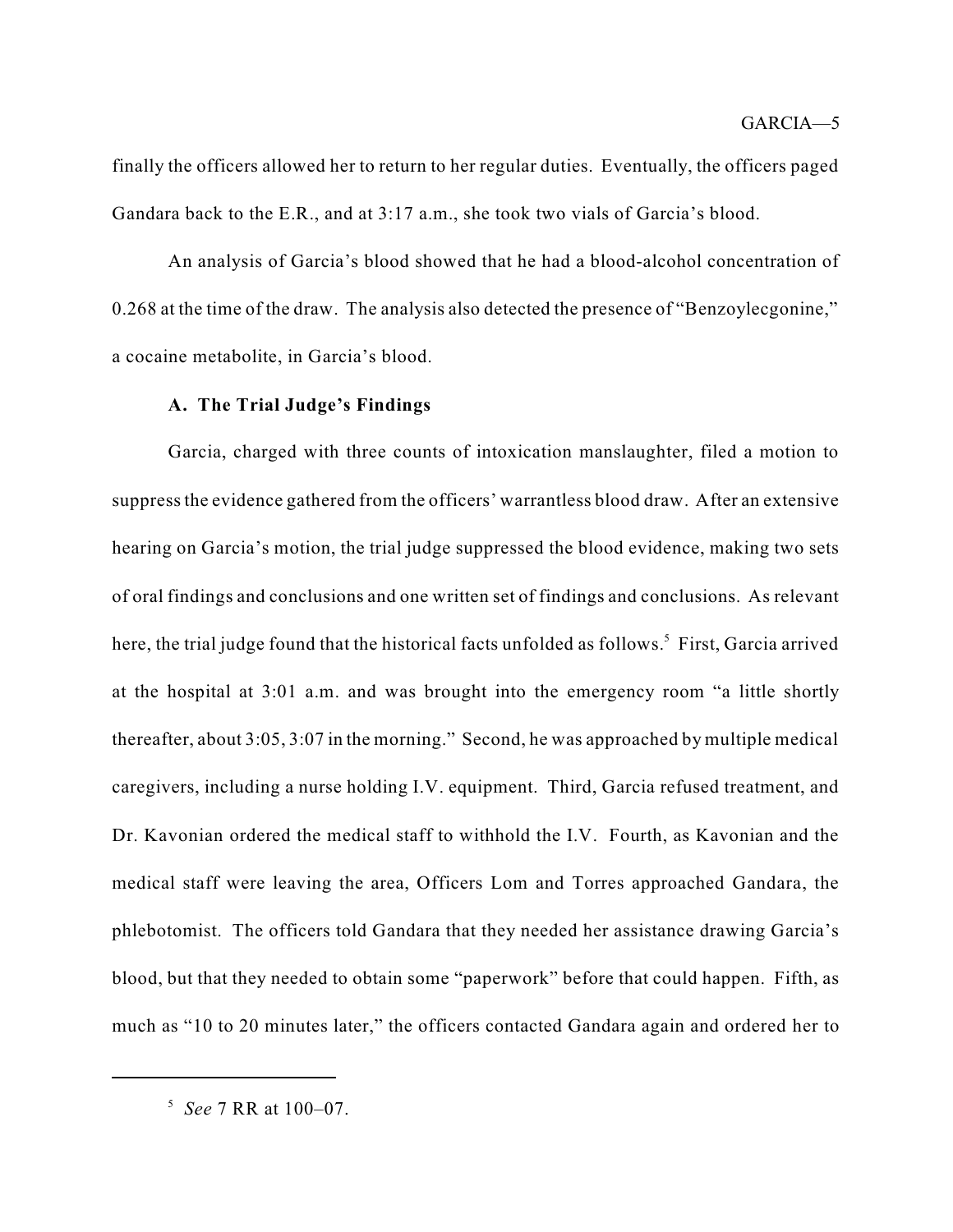finally the officers allowed her to return to her regular duties. Eventually, the officers paged Gandara back to the E.R., and at 3:17 a.m., she took two vials of Garcia's blood.

An analysis of Garcia's blood showed that he had a blood-alcohol concentration of 0.268 at the time of the draw. The analysis also detected the presence of "Benzoylecgonine," a cocaine metabolite, in Garcia's blood.

### A. The Trial Judge's Findings

Garcia, charged with three counts of intoxication manslaughter, filed a motion to suppress the evidence gathered from the officers' warrantless blood draw. After an extensive hearing on Garcia's motion, the trial judge suppressed the blood evidence, making two sets of oral findings and conclusions and one written set of findings and conclusions. As relevant here, the trial judge found that the historical facts unfolded as follows.[5] First, Garcia arrived at the hospital at 3:01 a.m. and was brought into the emergency room "a little shortly thereafter, about 3:05, 3:07 in the morning." Second, he was approached by multiple medical caregivers, including a nurse holding I.V. equipment. Third, Garcia refused treatment, and Dr. Kavonian ordered the medical staff to withhold the I.V. Fourth, as Kavonian and the medical staff were leaving the area, Officers Lom and Torres approached Gandara, the phlebotomist. The officers told Gandara that they needed her assistance drawing Garcia's blood, but that they needed to obtain some "paperwork" before that could happen. Fifth, as much as "10 to 20 minutes later," the officers contacted Gandara again and ordered her to

---

[5] *See* 7 RR at 100–07.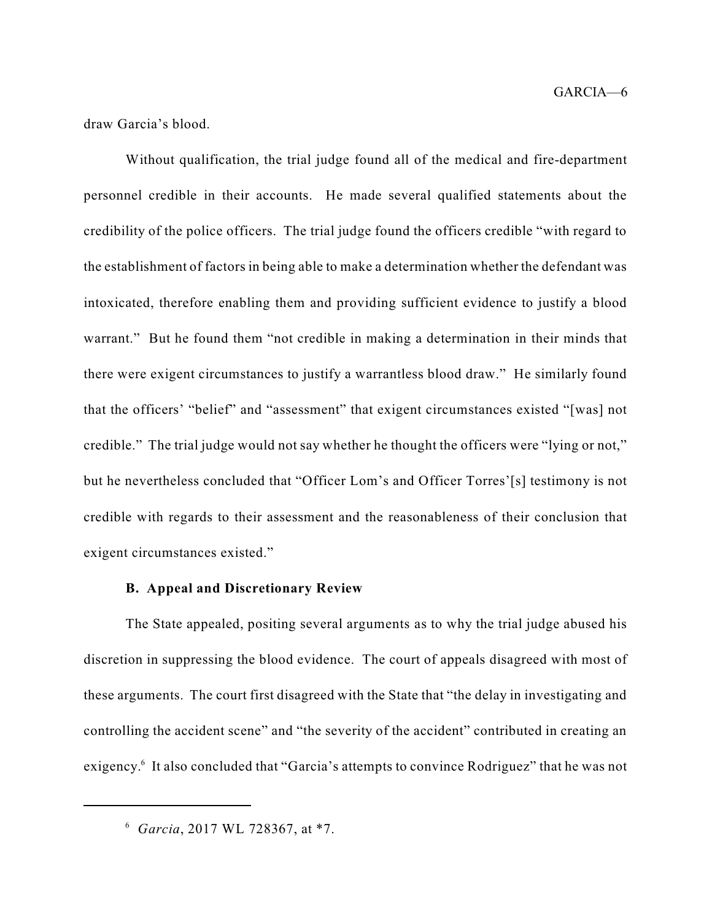draw Garcia's blood.

Without qualification, the trial judge found all of the medical and fire-department personnel credible in their accounts. He made several qualified statements about the credibility of the police officers. The trial judge found the officers credible "with regard to the establishment of factors in being able to make a determination whether the defendant was intoxicated, therefore enabling them and providing sufficient evidence to justify a blood warrant." But he found them "not credible in making a determination in their minds that there were exigent circumstances to justify a warrantless blood draw." He similarly found that the officers' "belief" and "assessment" that exigent circumstances existed "[was] not credible." The trial judge would not say whether he thought the officers were "lying or not," but he nevertheless concluded that "Officer Lom's and Officer Torres'[s] testimony is not credible with regards to their assessment and the reasonableness of their conclusion that exigent circumstances existed."

### B. Appeal and Discretionary Review

The State appealed, positing several arguments as to why the trial judge abused his discretion in suppressing the blood evidence. The court of appeals disagreed with most of these arguments. The court first disagreed with the State that "the delay in investigating and controlling the accident scene" and "the severity of the accident" contributed in creating an exigency.[6] It also concluded that "Garcia's attempts to convince Rodriguez" that he was not

---

[6] *Garcia*, 2017 WL 728367, at *7.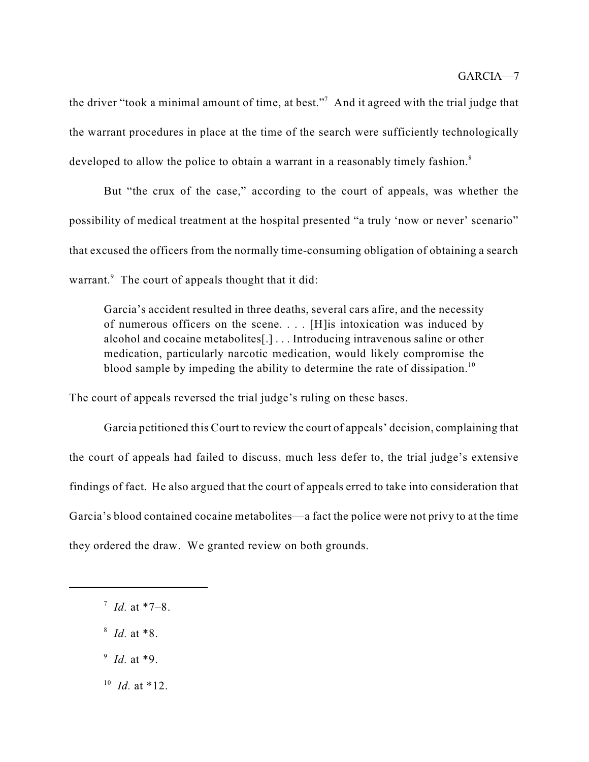the driver "took a minimal amount of time, at best."[7] And it agreed with the trial judge that the warrant procedures in place at the time of the search were sufficiently technologically developed to allow the police to obtain a warrant in a reasonably timely fashion.[8]

But "the crux of the case," according to the court of appeals, was whether the possibility of medical treatment at the hospital presented "a truly 'now or never' scenario" that excused the officers from the normally time-consuming obligation of obtaining a search warrant.[9] The court of appeals thought that it did:

> Garcia's accident resulted in three deaths, several cars afire, and the necessity of numerous officers on the scene. . . . [H]is intoxication was induced by alcohol and cocaine metabolites[.] . . . Introducing intravenous saline or other medication, particularly narcotic medication, would likely compromise the blood sample by impeding the ability to determine the rate of dissipation.[10]

The court of appeals reversed the trial judge's ruling on these bases.

Garcia petitioned this Court to review the court of appeals' decision, complaining that the court of appeals had failed to discuss, much less defer to, the trial judge's extensive findings of fact. He also argued that the court of appeals erred to take into consideration that Garcia's blood contained cocaine metabolites—a fact the police were not privy to at the time they ordered the draw. We granted review on both grounds.

---

[7] *Id.* at *7–8.

[8] *Id.* at *8.

[9] *Id.* at *9.

[10] *Id.* at *12.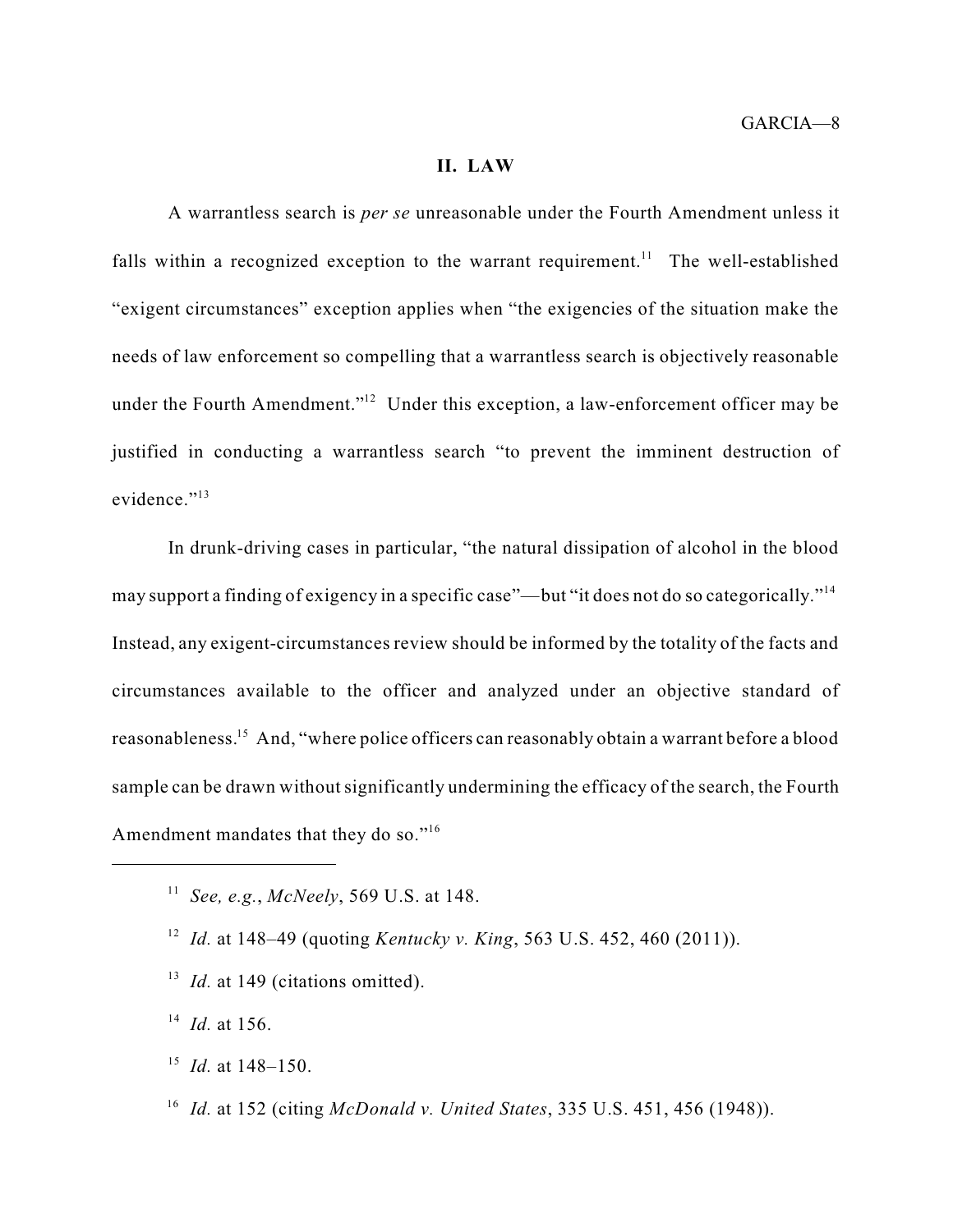## II. LAW

A warrantless search is *per se* unreasonable under the Fourth Amendment unless it falls within a recognized exception to the warrant requirement.[11] The well-established "exigent circumstances" exception applies when "the exigencies of the situation make the needs of law enforcement so compelling that a warrantless search is objectively reasonable under the Fourth Amendment."[12] Under this exception, a law-enforcement officer may be justified in conducting a warrantless search "to prevent the imminent destruction of evidence."[13]

In drunk-driving cases in particular, "the natural dissipation of alcohol in the blood may support a finding of exigency in a specific case"—but "it does not do so categorically."[14] Instead, any exigent-circumstances review should be informed by the totality of the facts and circumstances available to the officer and analyzed under an objective standard of reasonableness.[15] And, "where police officers can reasonably obtain a warrant before a blood sample can be drawn without significantly undermining the efficacy of the search, the Fourth Amendment mandates that they do so."[16]

---

[11] *See, e.g.*, *McNeely*, 569 U.S. at 148.

[12] *Id.* at 148–49 (quoting *Kentucky v. King*, 563 U.S. 452, 460 (2011)).

[13] *Id.* at 149 (citations omitted).

[14] *Id.* at 156.

[15] *Id.* at 148–150.

[16] *Id.* at 152 (citing *McDonald v. United States*, 335 U.S. 451, 456 (1948)).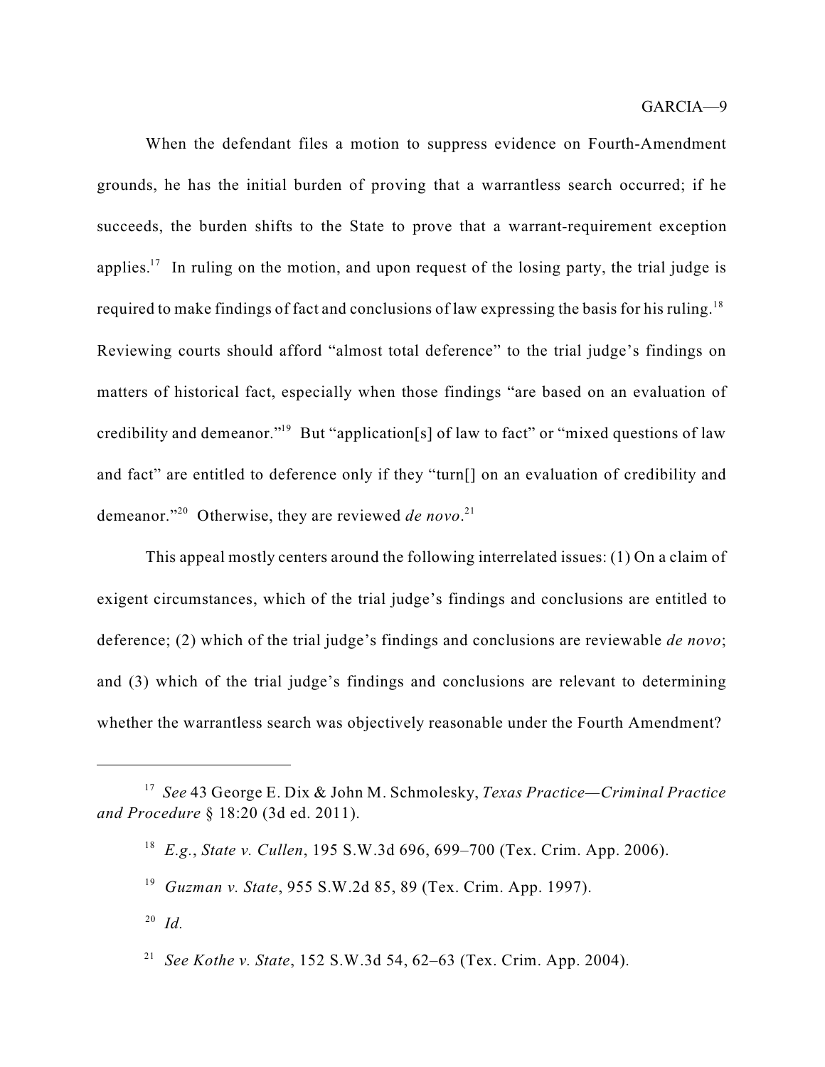When the defendant files a motion to suppress evidence on Fourth-Amendment grounds, he has the initial burden of proving that a warrantless search occurred; if he succeeds, the burden shifts to the State to prove that a warrant-requirement exception applies.[17] In ruling on the motion, and upon request of the losing party, the trial judge is required to make findings of fact and conclusions of law expressing the basis for his ruling.[18] Reviewing courts should afford "almost total deference" to the trial judge's findings on matters of historical fact, especially when those findings "are based on an evaluation of credibility and demeanor."[19] But "application[s] of law to fact" or "mixed questions of law and fact" are entitled to deference only if they "turn[] on an evaluation of credibility and demeanor."[20] Otherwise, they are reviewed *de novo*.[21]

This appeal mostly centers around the following interrelated issues: (1) On a claim of exigent circumstances, which of the trial judge's findings and conclusions are entitled to deference; (2) which of the trial judge's findings and conclusions are reviewable *de novo*; and (3) which of the trial judge's findings and conclusions are relevant to determining whether the warrantless search was objectively reasonable under the Fourth Amendment?

---

[17] *See* 43 George E. Dix & John M. Schmolesky, *Texas Practice—Criminal Practice and Procedure* § 18:20 (3d ed. 2011).

[18] *E.g.*, *State v. Cullen*, 195 S.W.3d 696, 699–700 (Tex. Crim. App. 2006).

[19] *Guzman v. State*, 955 S.W.2d 85, 89 (Tex. Crim. App. 1997).

[20] *Id.*

[21] *See Kothe v. State*, 152 S.W.3d 54, 62–63 (Tex. Crim. App. 2004).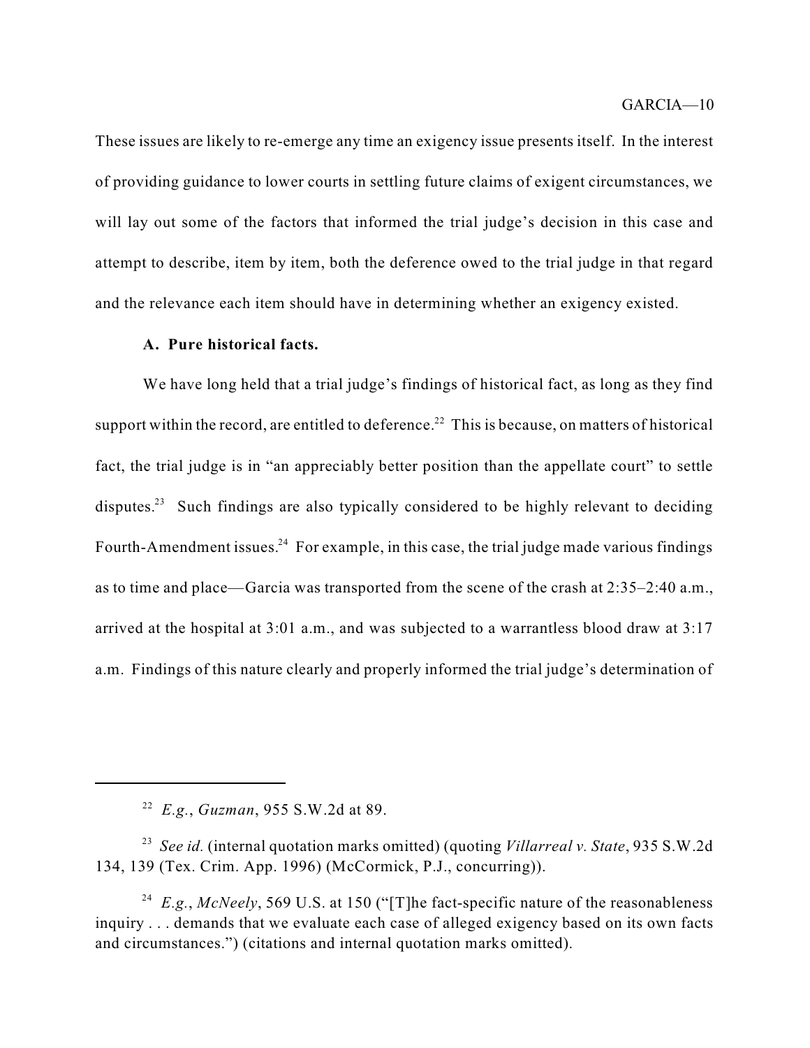These issues are likely to re-emerge any time an exigency issue presents itself. In the interest of providing guidance to lower courts in settling future claims of exigent circumstances, we will lay out some of the factors that informed the trial judge's decision in this case and attempt to describe, item by item, both the deference owed to the trial judge in that regard and the relevance each item should have in determining whether an exigency existed.

**A. Pure historical facts.**

We have long held that a trial judge's findings of historical fact, as long as they find support within the record, are entitled to deference.[22] This is because, on matters of historical fact, the trial judge is in "an appreciably better position than the appellate court" to settle disputes.[23] Such findings are also typically considered to be highly relevant to deciding Fourth-Amendment issues.[24] For example, in this case, the trial judge made various findings as to time and place—Garcia was transported from the scene of the crash at 2:35–2:40 a.m., arrived at the hospital at 3:01 a.m., and was subjected to a warrantless blood draw at 3:17 a.m. Findings of this nature clearly and properly informed the trial judge's determination of

---

[22] *E.g.*, *Guzman*, 955 S.W.2d at 89.

[23] *See id.* (internal quotation marks omitted) (quoting *Villarreal v. State*, 935 S.W.2d 134, 139 (Tex. Crim. App. 1996) (McCormick, P.J., concurring)).

[24] *E.g.*, *McNeely*, 569 U.S. at 150 ("[T]he fact-specific nature of the reasonableness inquiry . . . demands that we evaluate each case of alleged exigency based on its own facts and circumstances.") (citations and internal quotation marks omitted).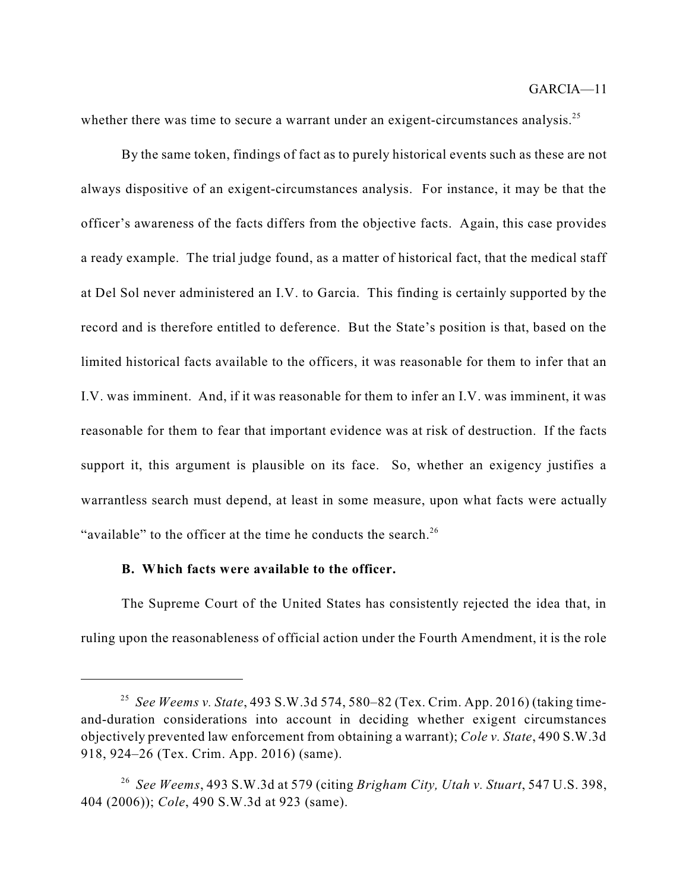whether there was time to secure a warrant under an exigent-circumstances analysis.[25]

By the same token, findings of fact as to purely historical events such as these are not always dispositive of an exigent-circumstances analysis. For instance, it may be that the officer's awareness of the facts differs from the objective facts. Again, this case provides a ready example. The trial judge found, as a matter of historical fact, that the medical staff at Del Sol never administered an I.V. to Garcia. This finding is certainly supported by the record and is therefore entitled to deference. But the State's position is that, based on the limited historical facts available to the officers, it was reasonable for them to infer that an I.V. was imminent. And, if it was reasonable for them to infer an I.V. was imminent, it was reasonable for them to fear that important evidence was at risk of destruction. If the facts support it, this argument is plausible on its face. So, whether an exigency justifies a warrantless search must depend, at least in some measure, upon what facts were actually "available" to the officer at the time he conducts the search.[26]

**B. Which facts were available to the officer.**

The Supreme Court of the United States has consistently rejected the idea that, in ruling upon the reasonableness of official action under the Fourth Amendment, it is the role

---

[25] *See Weems v. State*, 493 S.W.3d 574, 580–82 (Tex. Crim. App. 2016) (taking time-and-duration considerations into account in deciding whether exigent circumstances objectively prevented law enforcement from obtaining a warrant); *Cole v. State*, 490 S.W.3d 918, 924–26 (Tex. Crim. App. 2016) (same).

[26] *See Weems*, 493 S.W.3d at 579 (citing *Brigham City, Utah v. Stuart*, 547 U.S. 398, 404 (2006)); *Cole*, 490 S.W.3d at 923 (same).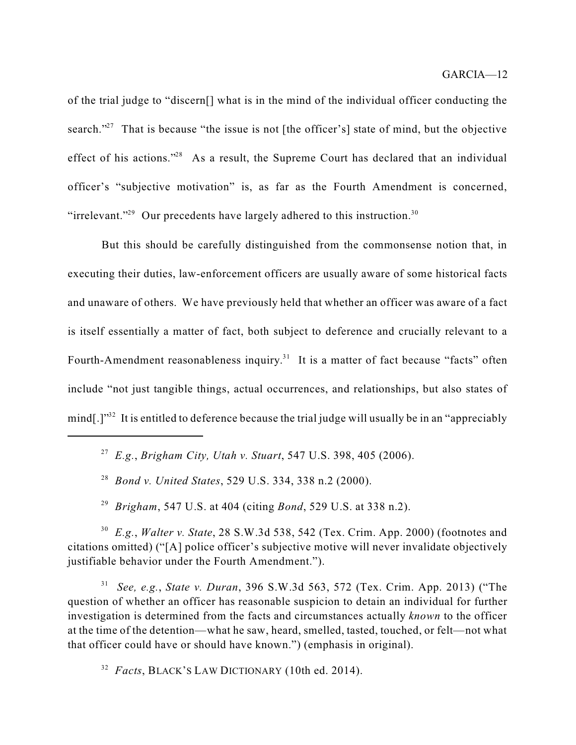of the trial judge to "discern[] what is in the mind of the individual officer conducting the search."[27] That is because "the issue is not [the officer's] state of mind, but the objective effect of his actions."[28] As a result, the Supreme Court has declared that an individual officer's "subjective motivation" is, as far as the Fourth Amendment is concerned, "irrelevant."[29] Our precedents have largely adhered to this instruction.[30]

But this should be carefully distinguished from the commonsense notion that, in executing their duties, law-enforcement officers are usually aware of some historical facts and unaware of others. We have previously held that whether an officer was aware of a fact is itself essentially a matter of fact, both subject to deference and crucially relevant to a Fourth-Amendment reasonableness inquiry.[31] It is a matter of fact because "facts" often include "not just tangible things, actual occurrences, and relationships, but also states of mind[.]"[32] It is entitled to deference because the trial judge will usually be in an "appreciably

---

[27] *E.g.*, *Brigham City, Utah v. Stuart*, 547 U.S. 398, 405 (2006).

[28] *Bond v. United States*, 529 U.S. 334, 338 n.2 (2000).

[29] *Brigham*, 547 U.S. at 404 (citing *Bond*, 529 U.S. at 338 n.2).

[30] *E.g.*, *Walter v. State*, 28 S.W.3d 538, 542 (Tex. Crim. App. 2000) (footnotes and citations omitted) ("[A] police officer's subjective motive will never invalidate objectively justifiable behavior under the Fourth Amendment.").

[31] *See, e.g.*, *State v. Duran*, 396 S.W.3d 563, 572 (Tex. Crim. App. 2013) ("The question of whether an officer has reasonable suspicion to detain an individual for further investigation is determined from the facts and circumstances actually *known* to the officer at the time of the detention—what he saw, heard, smelled, tasted, touched, or felt—not what that officer could have or should have known.") (emphasis in original).

[32] *Facts*, BLACK'S LAW DICTIONARY (10th ed. 2014).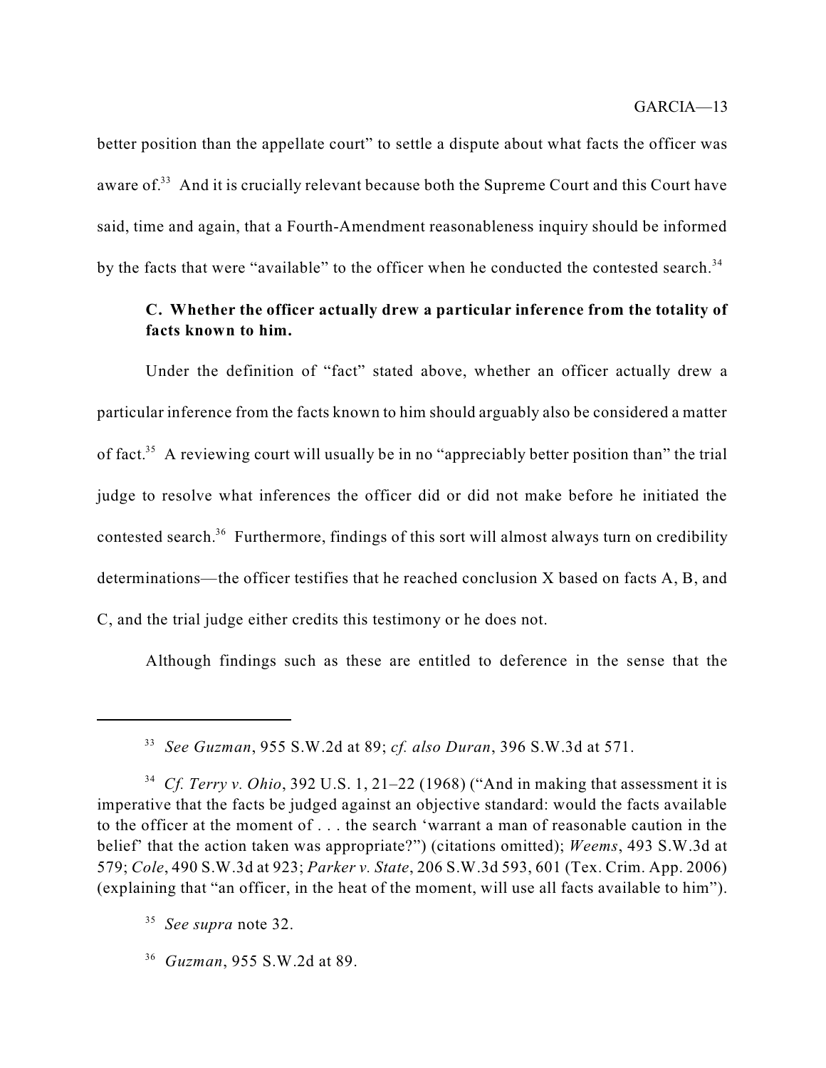better position than the appellate court" to settle a dispute about what facts the officer was aware of.[33] And it is crucially relevant because both the Supreme Court and this Court have said, time and again, that a Fourth-Amendment reasonableness inquiry should be informed by the facts that were "available" to the officer when he conducted the contested search.[34]

### C. Whether the officer actually drew a particular inference from the totality of facts known to him.

Under the definition of "fact" stated above, whether an officer actually drew a particular inference from the facts known to him should arguably also be considered a matter of fact.[35] A reviewing court will usually be in no "appreciably better position than" the trial judge to resolve what inferences the officer did or did not make before he initiated the contested search.[36] Furthermore, findings of this sort will almost always turn on credibility determinations—the officer testifies that he reached conclusion X based on facts A, B, and C, and the trial judge either credits this testimony or he does not.

Although findings such as these are entitled to deference in the sense that the

---

[33] *See Guzman*, 955 S.W.2d at 89; *cf. also Duran*, 396 S.W.3d at 571.

[34] *Cf. Terry v. Ohio*, 392 U.S. 1, 21–22 (1968) ("And in making that assessment it is imperative that the facts be judged against an objective standard: would the facts available to the officer at the moment of . . . the search 'warrant a man of reasonable caution in the belief' that the action taken was appropriate?") (citations omitted); *Weems*, 493 S.W.3d at 579; *Cole*, 490 S.W.3d at 923; *Parker v. State*, 206 S.W.3d 593, 601 (Tex. Crim. App. 2006) (explaining that "an officer, in the heat of the moment, will use all facts available to him").

[35] *See supra* note 32.

[36] *Guzman*, 955 S.W.2d at 89.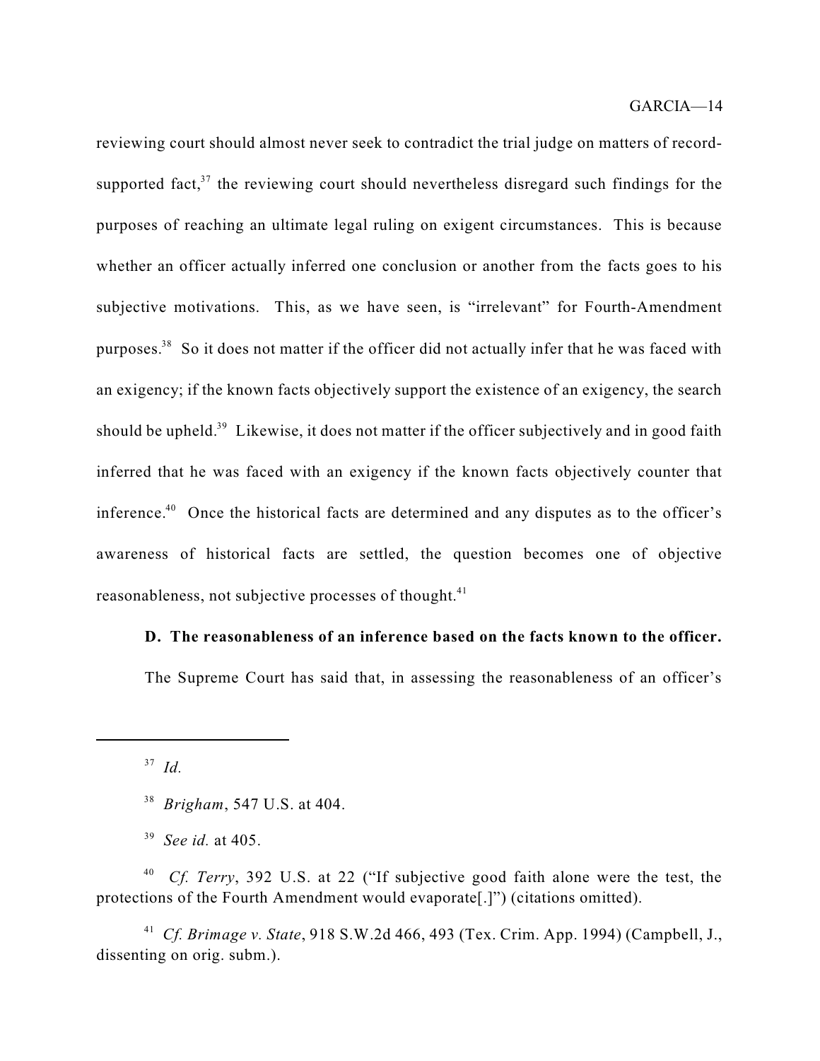reviewing court should almost never seek to contradict the trial judge on matters of record-supported fact,[37] the reviewing court should nevertheless disregard such findings for the purposes of reaching an ultimate legal ruling on exigent circumstances. This is because whether an officer actually inferred one conclusion or another from the facts goes to his subjective motivations. This, as we have seen, is "irrelevant" for Fourth-Amendment purposes.[38] So it does not matter if the officer did not actually infer that he was faced with an exigency; if the known facts objectively support the existence of an exigency, the search should be upheld.[39] Likewise, it does not matter if the officer subjectively and in good faith inferred that he was faced with an exigency if the known facts objectively counter that inference.[40] Once the historical facts are determined and any disputes as to the officer's awareness of historical facts are settled, the question becomes one of objective reasonableness, not subjective processes of thought.[41]

**D. The reasonableness of an inference based on the facts known to the officer.**

The Supreme Court has said that, in assessing the reasonableness of an officer's

---

[37] *Id.*

[38] *Brigham*, 547 U.S. at 404.

[39] *See id.* at 405.

[40] *Cf. Terry*, 392 U.S. at 22 ("If subjective good faith alone were the test, the protections of the Fourth Amendment would evaporate[.]") (citations omitted).

[41] *Cf. Brimage v. State*, 918 S.W.2d 466, 493 (Tex. Crim. App. 1994) (Campbell, J., dissenting on orig. subm.).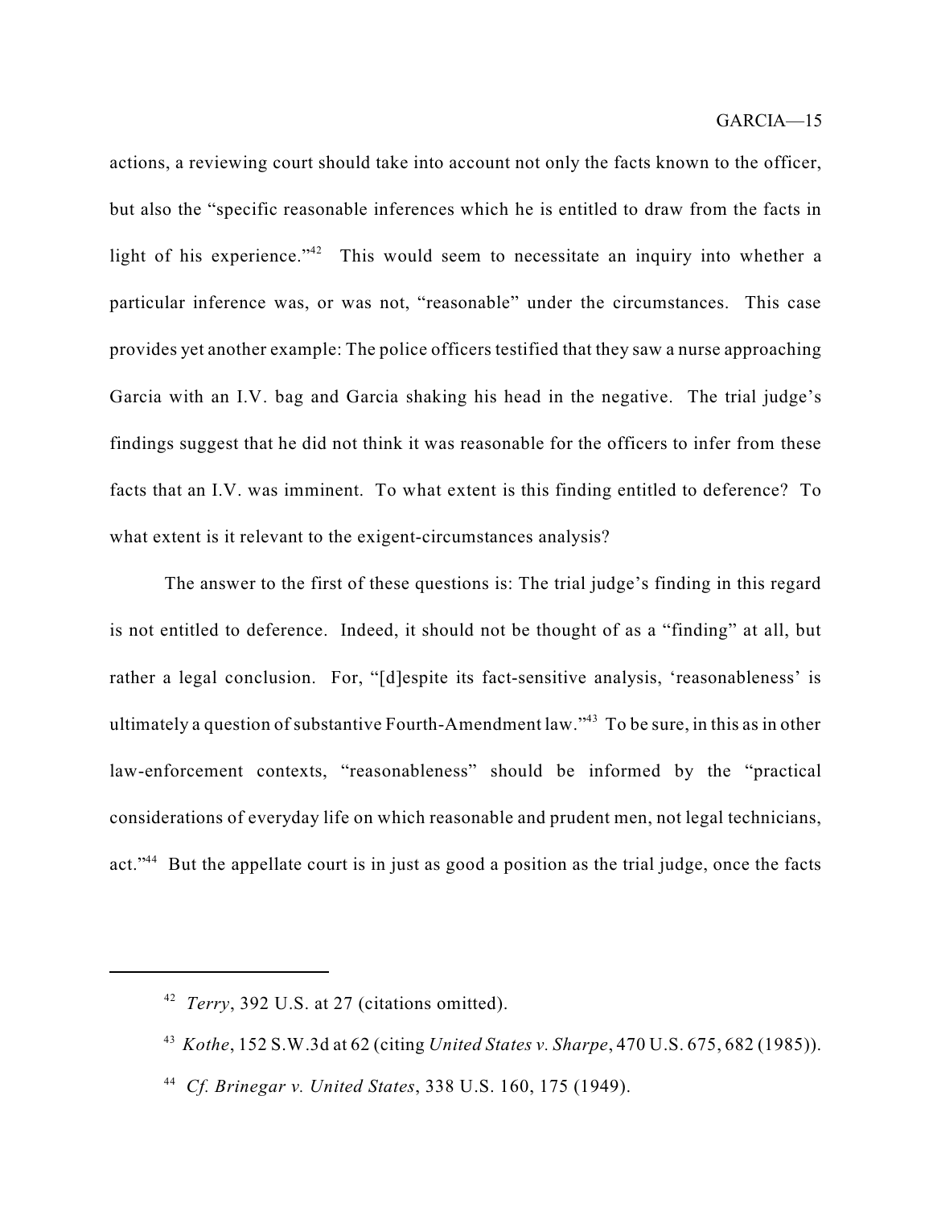actions, a reviewing court should take into account not only the facts known to the officer, but also the "specific reasonable inferences which he is entitled to draw from the facts in light of his experience."[42] This would seem to necessitate an inquiry into whether a particular inference was, or was not, "reasonable" under the circumstances. This case provides yet another example: The police officers testified that they saw a nurse approaching Garcia with an I.V. bag and Garcia shaking his head in the negative. The trial judge's findings suggest that he did not think it was reasonable for the officers to infer from these facts that an I.V. was imminent. To what extent is this finding entitled to deference? To what extent is it relevant to the exigent-circumstances analysis?

The answer to the first of these questions is: The trial judge's finding in this regard is not entitled to deference. Indeed, it should not be thought of as a "finding" at all, but rather a legal conclusion. For, "[d]espite its fact-sensitive analysis, 'reasonableness' is ultimately a question of substantive Fourth-Amendment law."[43] To be sure, in this as in other law-enforcement contexts, "reasonableness" should be informed by the "practical considerations of everyday life on which reasonable and prudent men, not legal technicians, act."[44] But the appellate court is in just as good a position as the trial judge, once the facts

---

[42] *Terry*, 392 U.S. at 27 (citations omitted).

[43] *Kothe*, 152 S.W.3d at 62 (citing *United States v. Sharpe*, 470 U.S. 675, 682 (1985)).

[44] *Cf. Brinegar v. United States*, 338 U.S. 160, 175 (1949).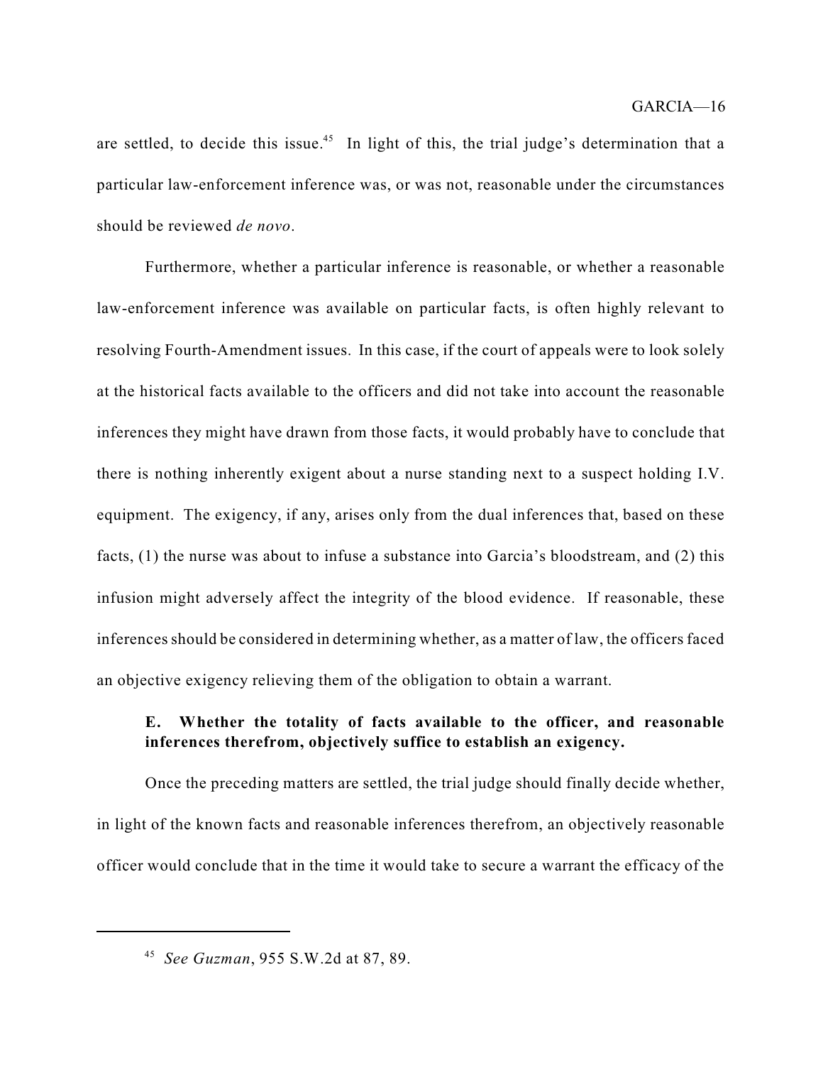are settled, to decide this issue.[45] In light of this, the trial judge's determination that a particular law-enforcement inference was, or was not, reasonable under the circumstances should be reviewed *de novo*.

Furthermore, whether a particular inference is reasonable, or whether a reasonable law-enforcement inference was available on particular facts, is often highly relevant to resolving Fourth-Amendment issues. In this case, if the court of appeals were to look solely at the historical facts available to the officers and did not take into account the reasonable inferences they might have drawn from those facts, it would probably have to conclude that there is nothing inherently exigent about a nurse standing next to a suspect holding I.V. equipment. The exigency, if any, arises only from the dual inferences that, based on these facts, (1) the nurse was about to infuse a substance into Garcia's bloodstream, and (2) this infusion might adversely affect the integrity of the blood evidence. If reasonable, these inferences should be considered in determining whether, as a matter of law, the officers faced an objective exigency relieving them of the obligation to obtain a warrant.

**E. Whether the totality of facts available to the officer, and reasonable inferences therefrom, objectively suffice to establish an exigency.**

Once the preceding matters are settled, the trial judge should finally decide whether, in light of the known facts and reasonable inferences therefrom, an objectively reasonable officer would conclude that in the time it would take to secure a warrant the efficacy of the

---

[45] *See Guzman*, 955 S.W.2d at 87, 89.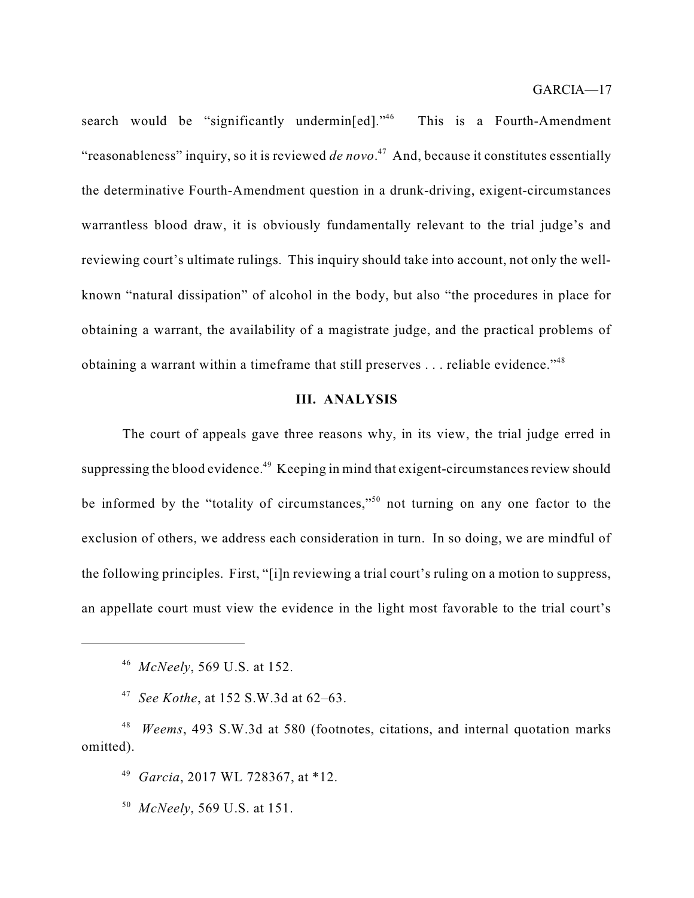search would be "significantly undermin[ed]."[46] This is a Fourth-Amendment "reasonableness" inquiry, so it is reviewed *de novo*.[47] And, because it constitutes essentially the determinative Fourth-Amendment question in a drunk-driving, exigent-circumstances warrantless blood draw, it is obviously fundamentally relevant to the trial judge's and reviewing court's ultimate rulings. This inquiry should take into account, not only the well-known "natural dissipation" of alcohol in the body, but also "the procedures in place for obtaining a warrant, the availability of a magistrate judge, and the practical problems of obtaining a warrant within a timeframe that still preserves . . . reliable evidence."[48]

## III. ANALYSIS

The court of appeals gave three reasons why, in its view, the trial judge erred in suppressing the blood evidence.[49] Keeping in mind that exigent-circumstances review should be informed by the "totality of circumstances,"[50] not turning on any one factor to the exclusion of others, we address each consideration in turn. In so doing, we are mindful of the following principles. First, "[i]n reviewing a trial court's ruling on a motion to suppress, an appellate court must view the evidence in the light most favorable to the trial court's

---

[46] *McNeely*, 569 U.S. at 152.

[47] *See Kothe*, at 152 S.W.3d at 62–63.

[48] *Weems*, 493 S.W.3d at 580 (footnotes, citations, and internal quotation marks omitted).

[49] *Garcia*, 2017 WL 728367, at *12.

[50] *McNeely*, 569 U.S. at 151.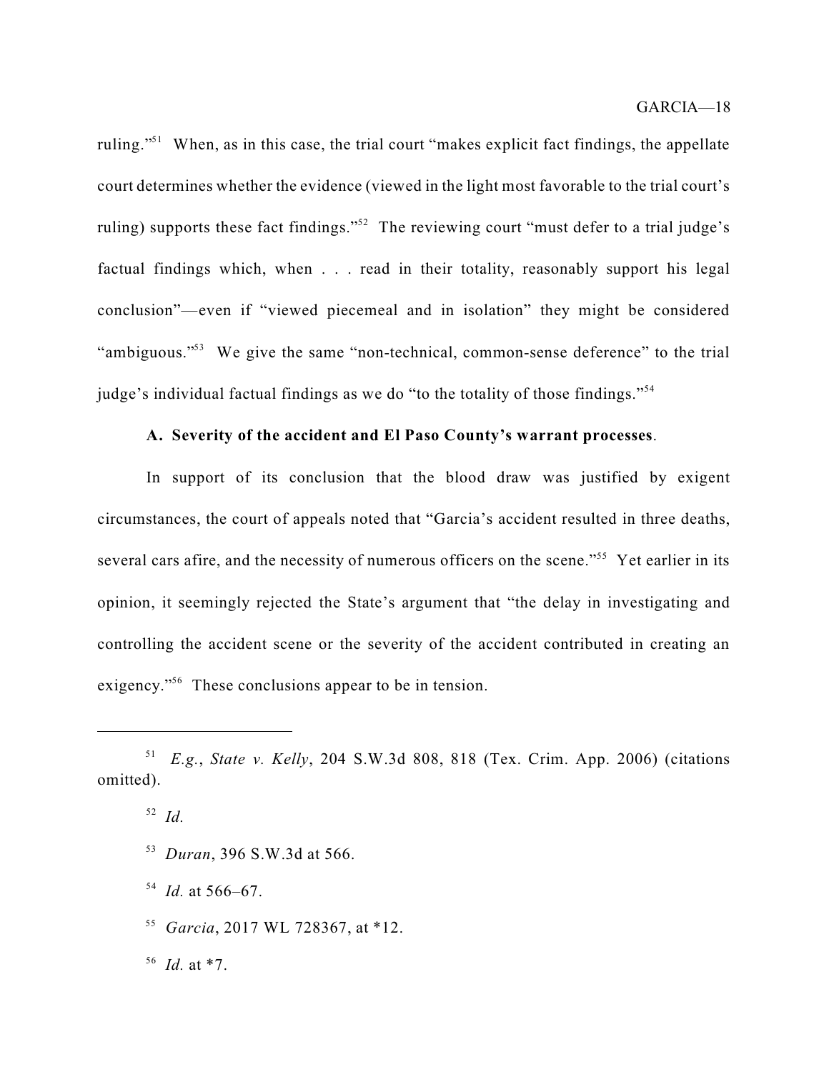ruling."[51] When, as in this case, the trial court "makes explicit fact findings, the appellate court determines whether the evidence (viewed in the light most favorable to the trial court's ruling) supports these fact findings."[52] The reviewing court "must defer to a trial judge's factual findings which, when . . . read in their totality, reasonably support his legal conclusion"—even if "viewed piecemeal and in isolation" they might be considered "ambiguous."[53] We give the same "non-technical, common-sense deference" to the trial judge's individual factual findings as we do "to the totality of those findings."[54]

**A. Severity of the accident and El Paso County's warrant processes**.

In support of its conclusion that the blood draw was justified by exigent circumstances, the court of appeals noted that "Garcia's accident resulted in three deaths, several cars afire, and the necessity of numerous officers on the scene."[55] Yet earlier in its opinion, it seemingly rejected the State's argument that "the delay in investigating and controlling the accident scene or the severity of the accident contributed in creating an exigency."[56] These conclusions appear to be in tension.

---

[51] *E.g.*, *State v. Kelly*, 204 S.W.3d 808, 818 (Tex. Crim. App. 2006) (citations omitted).

[52] *Id.*

[53] *Duran*, 396 S.W.3d at 566.

[54] *Id.* at 566–67.

[55] *Garcia*, 2017 WL 728367, at *12.

[56] *Id.* at *7.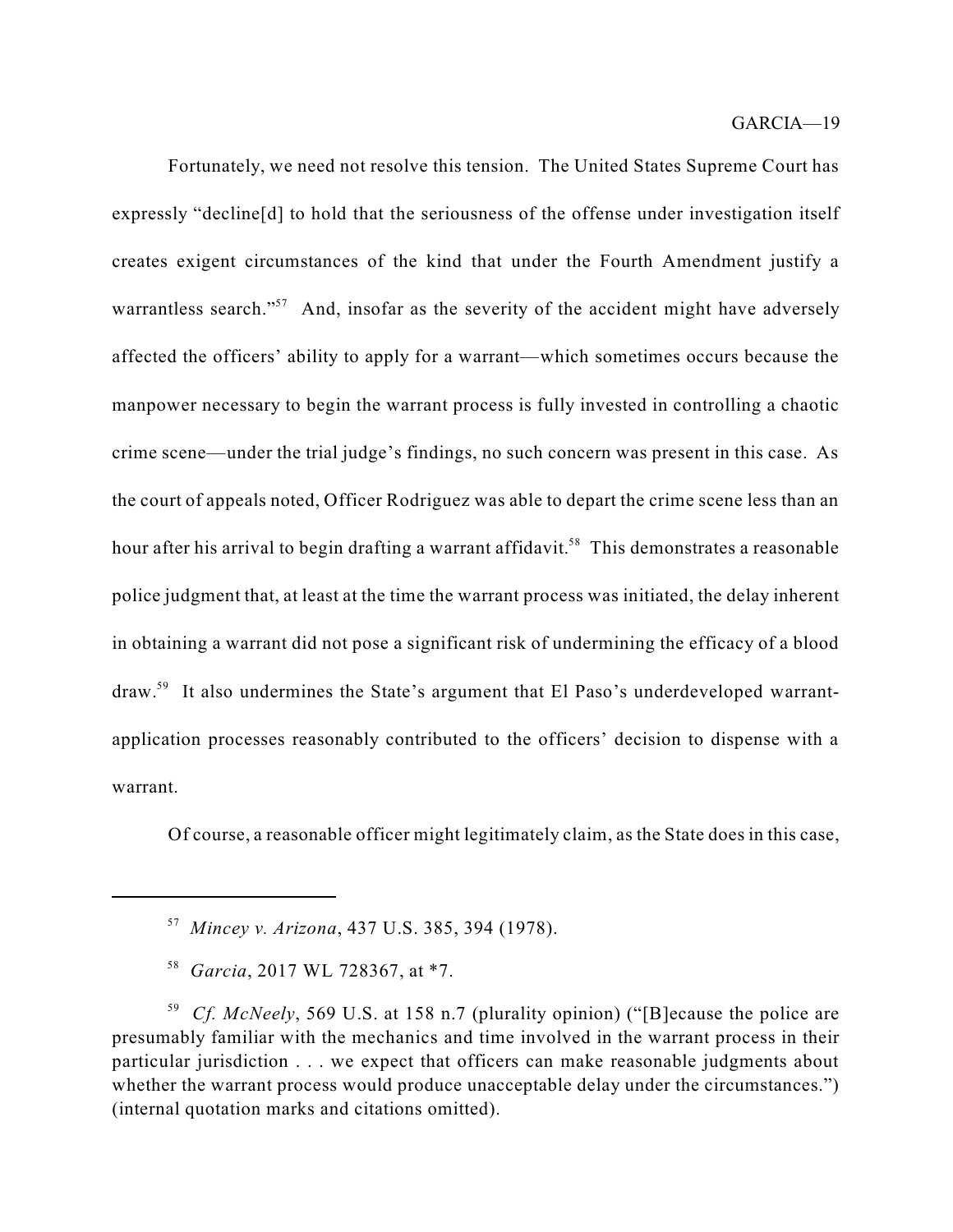Fortunately, we need not resolve this tension. The United States Supreme Court has expressly "decline[d] to hold that the seriousness of the offense under investigation itself creates exigent circumstances of the kind that under the Fourth Amendment justify a warrantless search."[57] And, insofar as the severity of the accident might have adversely affected the officers' ability to apply for a warrant—which sometimes occurs because the manpower necessary to begin the warrant process is fully invested in controlling a chaotic crime scene—under the trial judge's findings, no such concern was present in this case. As the court of appeals noted, Officer Rodriguez was able to depart the crime scene less than an hour after his arrival to begin drafting a warrant affidavit.[58] This demonstrates a reasonable police judgment that, at least at the time the warrant process was initiated, the delay inherent in obtaining a warrant did not pose a significant risk of undermining the efficacy of a blood draw.[59] It also undermines the State's argument that El Paso's underdeveloped warrant-application processes reasonably contributed to the officers' decision to dispense with a warrant.

Of course, a reasonable officer might legitimately claim, as the State does in this case,

---

[57] *Mincey v. Arizona*, 437 U.S. 385, 394 (1978).

[58] *Garcia*, 2017 WL 728367, at *7.

[59] *Cf. McNeely*, 569 U.S. at 158 n.7 (plurality opinion) ("[B]ecause the police are presumably familiar with the mechanics and time involved in the warrant process in their particular jurisdiction . . . we expect that officers can make reasonable judgments about whether the warrant process would produce unacceptable delay under the circumstances.") (internal quotation marks and citations omitted).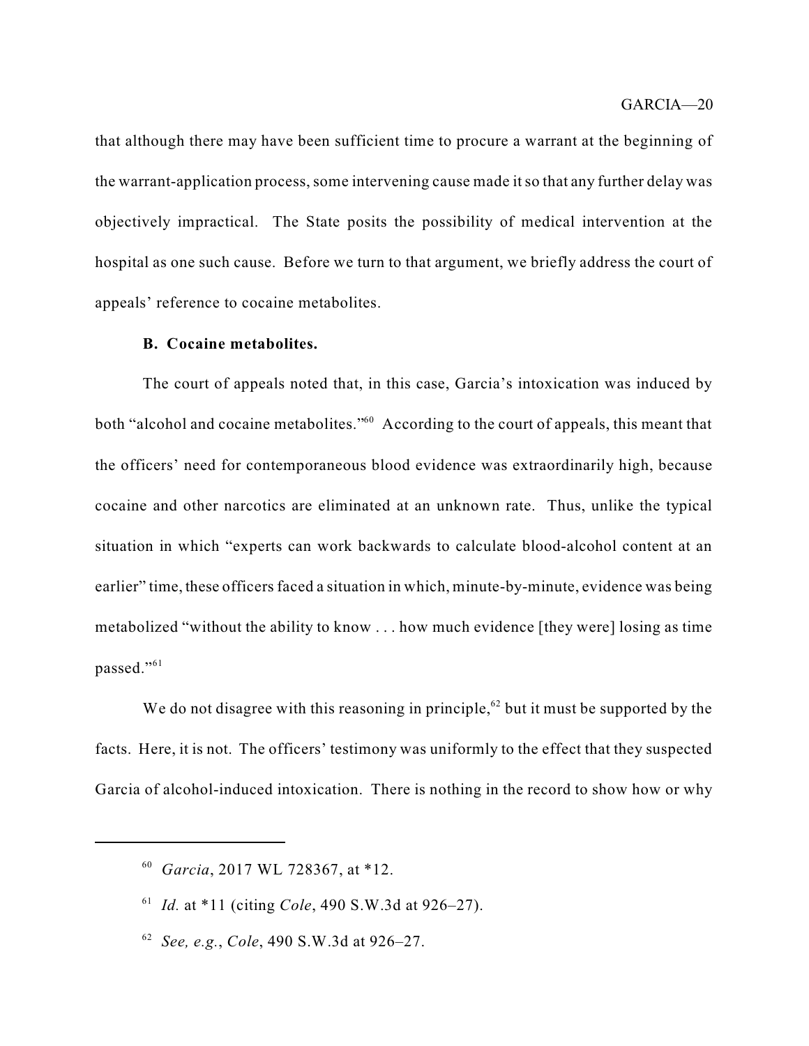that although there may have been sufficient time to procure a warrant at the beginning of the warrant-application process, some intervening cause made it so that any further delay was objectively impractical. The State posits the possibility of medical intervention at the hospital as one such cause. Before we turn to that argument, we briefly address the court of appeals' reference to cocaine metabolites.

**B. Cocaine metabolites.**

The court of appeals noted that, in this case, Garcia's intoxication was induced by both "alcohol and cocaine metabolites."[60] According to the court of appeals, this meant that the officers' need for contemporaneous blood evidence was extraordinarily high, because cocaine and other narcotics are eliminated at an unknown rate. Thus, unlike the typical situation in which "experts can work backwards to calculate blood-alcohol content at an earlier" time, these officers faced a situation in which, minute-by-minute, evidence was being metabolized "without the ability to know . . . how much evidence [they were] losing as time passed."[61]

We do not disagree with this reasoning in principle,[62] but it must be supported by the facts. Here, it is not. The officers' testimony was uniformly to the effect that they suspected Garcia of alcohol-induced intoxication. There is nothing in the record to show how or why

---

[60] *Garcia*, 2017 WL 728367, at *12.

[61] *Id.* at *11 (citing *Cole*, 490 S.W.3d at 926–27).

[62] *See, e.g.*, *Cole*, 490 S.W.3d at 926–27.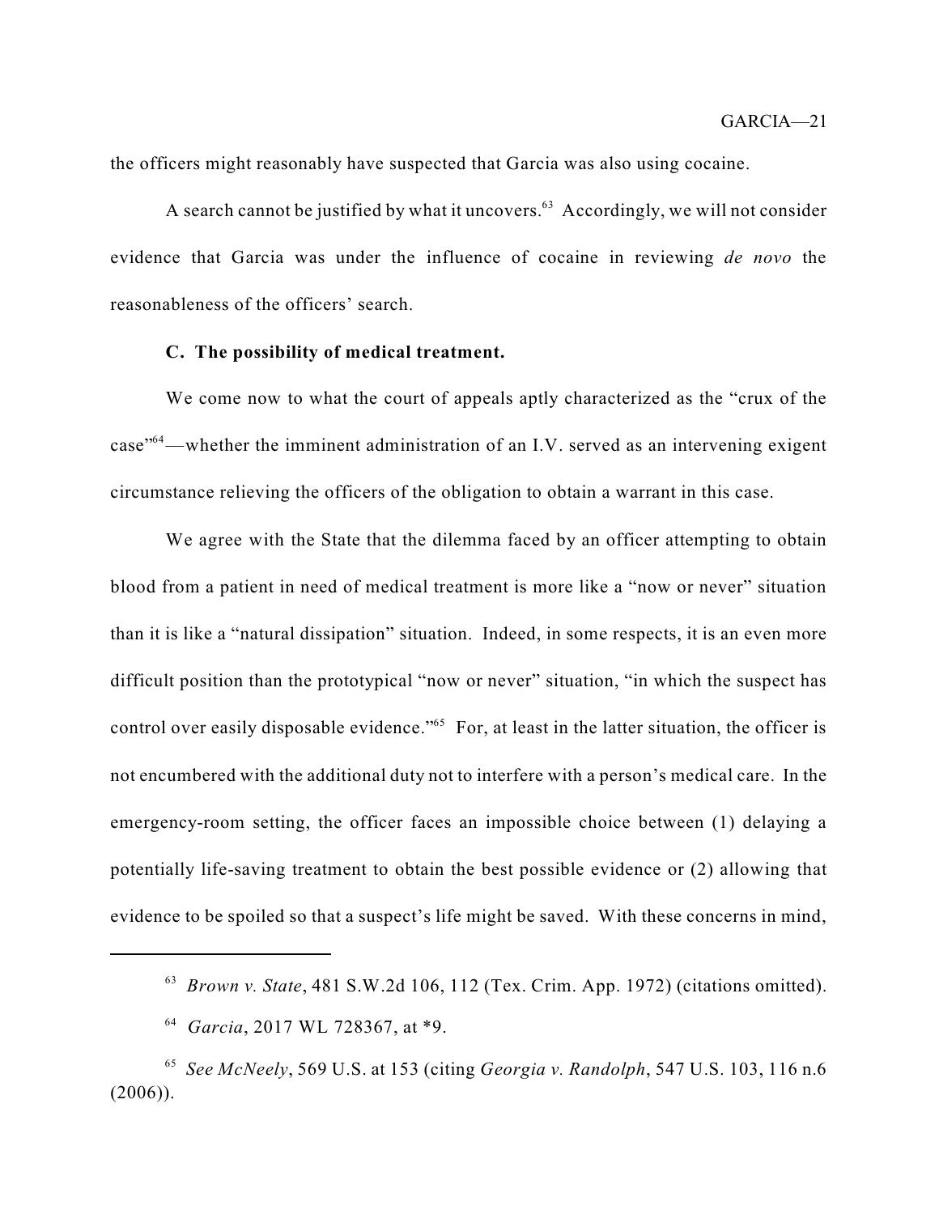the officers might reasonably have suspected that Garcia was also using cocaine.

A search cannot be justified by what it uncovers.[63] Accordingly, we will not consider evidence that Garcia was under the influence of cocaine in reviewing *de novo* the reasonableness of the officers' search.

**C. The possibility of medical treatment.**

We come now to what the court of appeals aptly characterized as the "crux of the case"[64]—whether the imminent administration of an I.V. served as an intervening exigent circumstance relieving the officers of the obligation to obtain a warrant in this case.

We agree with the State that the dilemma faced by an officer attempting to obtain blood from a patient in need of medical treatment is more like a "now or never" situation than it is like a "natural dissipation" situation. Indeed, in some respects, it is an even more difficult position than the prototypical "now or never" situation, "in which the suspect has control over easily disposable evidence."[65] For, at least in the latter situation, the officer is not encumbered with the additional duty not to interfere with a person's medical care. In the emergency-room setting, the officer faces an impossible choice between (1) delaying a potentially life-saving treatment to obtain the best possible evidence or (2) allowing that evidence to be spoiled so that a suspect's life might be saved. With these concerns in mind,

---

[63] *Brown v. State*, 481 S.W.2d 106, 112 (Tex. Crim. App. 1972) (citations omitted).

[64] *Garcia*, 2017 WL 728367, at *9.

[65] *See McNeely*, 569 U.S. at 153 (citing *Georgia v. Randolph*, 547 U.S. 103, 116 n.6 (2006)).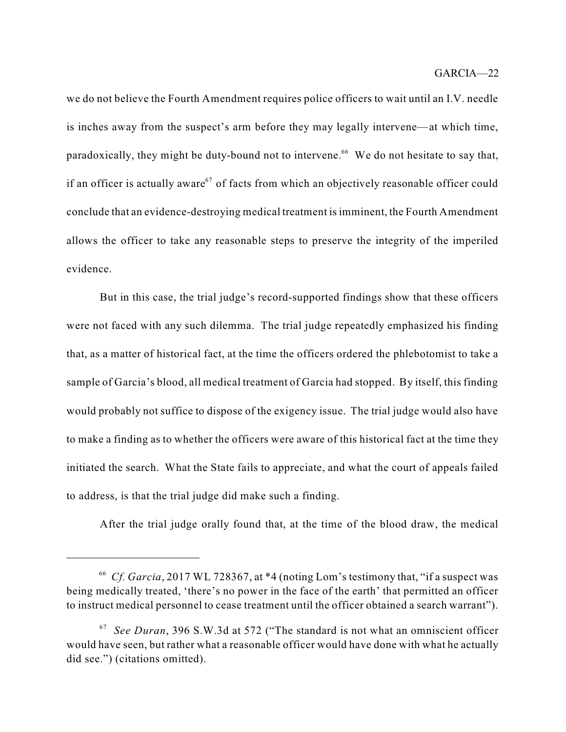we do not believe the Fourth Amendment requires police officers to wait until an I.V. needle is inches away from the suspect's arm before they may legally intervene—at which time, paradoxically, they might be duty-bound not to intervene.[66] We do not hesitate to say that, if an officer is actually aware[67] of facts from which an objectively reasonable officer could conclude that an evidence-destroying medical treatment is imminent, the Fourth Amendment allows the officer to take any reasonable steps to preserve the integrity of the imperiled evidence.

But in this case, the trial judge's record-supported findings show that these officers were not faced with any such dilemma. The trial judge repeatedly emphasized his finding that, as a matter of historical fact, at the time the officers ordered the phlebotomist to take a sample of Garcia's blood, all medical treatment of Garcia had stopped. By itself, this finding would probably not suffice to dispose of the exigency issue. The trial judge would also have to make a finding as to whether the officers were aware of this historical fact at the time they initiated the search. What the State fails to appreciate, and what the court of appeals failed to address, is that the trial judge did make such a finding.

After the trial judge orally found that, at the time of the blood draw, the medical

---

[66] *Cf. Garcia*, 2017 WL 728367, at *4 (noting Lom's testimony that, "if a suspect was being medically treated, 'there's no power in the face of the earth' that permitted an officer to instruct medical personnel to cease treatment until the officer obtained a search warrant").

[67] *See Duran*, 396 S.W.3d at 572 ("The standard is not what an omniscient officer would have seen, but rather what a reasonable officer would have done with what he actually did see.") (citations omitted).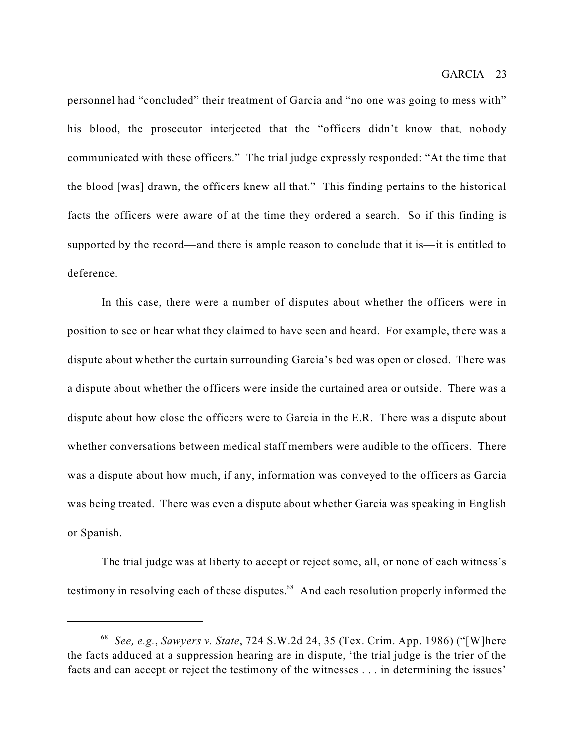personnel had "concluded" their treatment of Garcia and "no one was going to mess with" his blood, the prosecutor interjected that the "officers didn't know that, nobody communicated with these officers." The trial judge expressly responded: "At the time that the blood [was] drawn, the officers knew all that." This finding pertains to the historical facts the officers were aware of at the time they ordered a search. So if this finding is supported by the record—and there is ample reason to conclude that it is—it is entitled to deference.

In this case, there were a number of disputes about whether the officers were in position to see or hear what they claimed to have seen and heard. For example, there was a dispute about whether the curtain surrounding Garcia's bed was open or closed. There was a dispute about whether the officers were inside the curtained area or outside. There was a dispute about how close the officers were to Garcia in the E.R. There was a dispute about whether conversations between medical staff members were audible to the officers. There was a dispute about how much, if any, information was conveyed to the officers as Garcia was being treated. There was even a dispute about whether Garcia was speaking in English or Spanish.

The trial judge was at liberty to accept or reject some, all, or none of each witness's testimony in resolving each of these disputes.[68] And each resolution properly informed the

---

[68] *See, e.g.*, *Sawyers v. State*, 724 S.W.2d 24, 35 (Tex. Crim. App. 1986) ("[W]here the facts adduced at a suppression hearing are in dispute, 'the trial judge is the trier of the facts and can accept or reject the testimony of the witnesses . . . in determining the issues'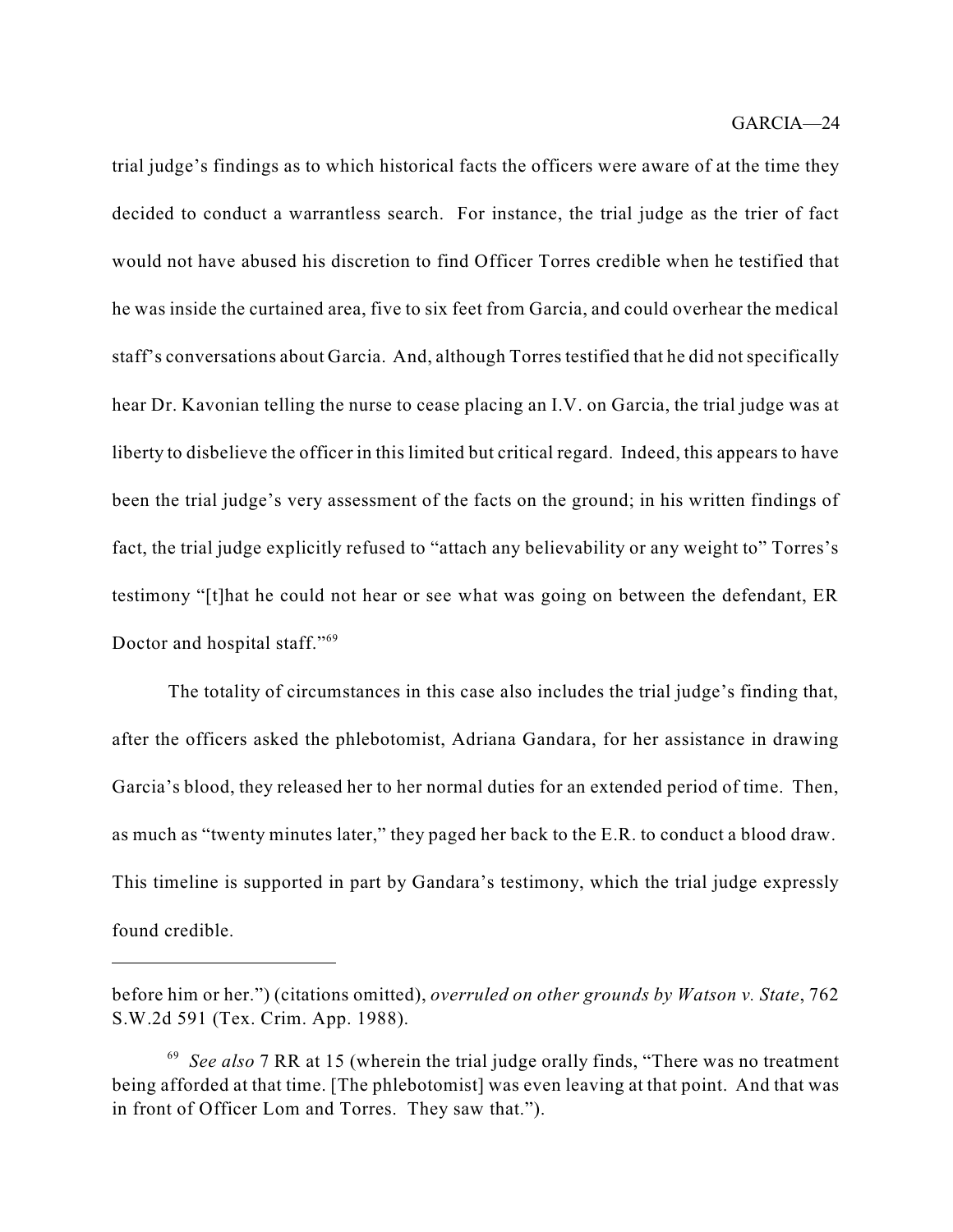trial judge's findings as to which historical facts the officers were aware of at the time they decided to conduct a warrantless search. For instance, the trial judge as the trier of fact would not have abused his discretion to find Officer Torres credible when he testified that he was inside the curtained area, five to six feet from Garcia, and could overhear the medical staff's conversations about Garcia. And, although Torres testified that he did not specifically hear Dr. Kavonian telling the nurse to cease placing an I.V. on Garcia, the trial judge was at liberty to disbelieve the officer in this limited but critical regard. Indeed, this appears to have been the trial judge's very assessment of the facts on the ground; in his written findings of fact, the trial judge explicitly refused to "attach any believability or any weight to" Torres's testimony "[t]hat he could not hear or see what was going on between the defendant, ER Doctor and hospital staff."[69]

The totality of circumstances in this case also includes the trial judge's finding that, after the officers asked the phlebotomist, Adriana Gandara, for her assistance in drawing Garcia's blood, they released her to her normal duties for an extended period of time. Then, as much as "twenty minutes later," they paged her back to the E.R. to conduct a blood draw. This timeline is supported in part by Gandara's testimony, which the trial judge expressly found credible.

---

before him or her.") (citations omitted), *overruled on other grounds by Watson v. State*, 762 S.W.2d 591 (Tex. Crim. App. 1988).

[69] *See also* 7 RR at 15 (wherein the trial judge orally finds, "There was no treatment being afforded at that time. [The phlebotomist] was even leaving at that point. And that was in front of Officer Lom and Torres. They saw that.").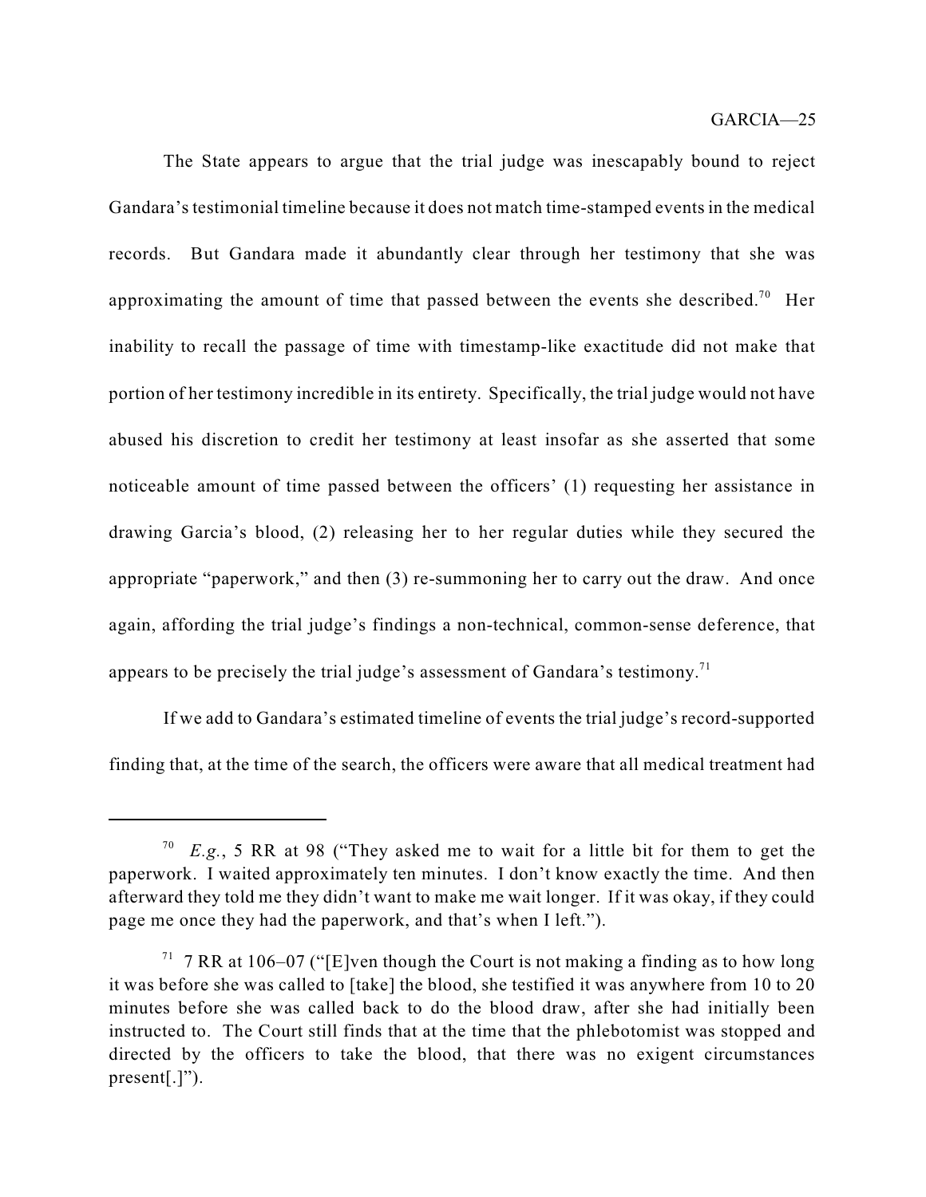The State appears to argue that the trial judge was inescapably bound to reject Gandara's testimonial timeline because it does not match time-stamped events in the medical records. But Gandara made it abundantly clear through her testimony that she was approximating the amount of time that passed between the events she described.[70] Her inability to recall the passage of time with timestamp-like exactitude did not make that portion of her testimony incredible in its entirety. Specifically, the trial judge would not have abused his discretion to credit her testimony at least insofar as she asserted that some noticeable amount of time passed between the officers' (1) requesting her assistance in drawing Garcia's blood, (2) releasing her to her regular duties while they secured the appropriate "paperwork," and then (3) re-summoning her to carry out the draw. And once again, affording the trial judge's findings a non-technical, common-sense deference, that appears to be precisely the trial judge's assessment of Gandara's testimony.[71]

If we add to Gandara's estimated timeline of events the trial judge's record-supported finding that, at the time of the search, the officers were aware that all medical treatment had

---

[70] *E.g.*, 5 RR at 98 ("They asked me to wait for a little bit for them to get the paperwork. I waited approximately ten minutes. I don't know exactly the time. And then afterward they told me they didn't want to make me wait longer. If it was okay, if they could page me once they had the paperwork, and that's when I left.").

[71] 7 RR at 106–07 ("[E]ven though the Court is not making a finding as to how long it was before she was called to [take] the blood, she testified it was anywhere from 10 to 20 minutes before she was called back to do the blood draw, after she had initially been instructed to. The Court still finds that at the time that the phlebotomist was stopped and directed by the officers to take the blood, that there was no exigent circumstances present[.]").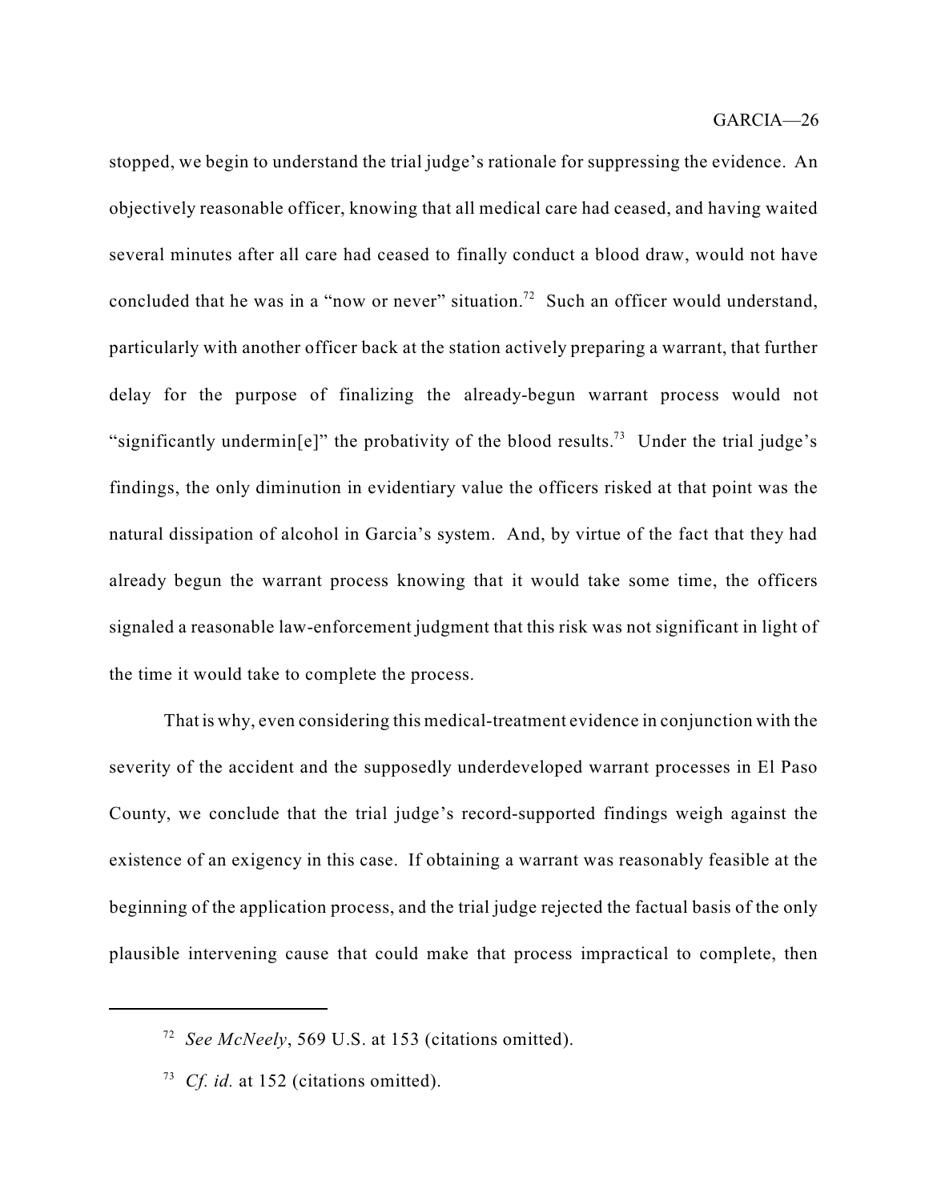stopped, we begin to understand the trial judge's rationale for suppressing the evidence. An objectively reasonable officer, knowing that all medical care had ceased, and having waited several minutes after all care had ceased to finally conduct a blood draw, would not have concluded that he was in a "now or never" situation.[72] Such an officer would understand, particularly with another officer back at the station actively preparing a warrant, that further delay for the purpose of finalizing the already-begun warrant process would not "significantly undermin[e]" the probativity of the blood results.[73] Under the trial judge's findings, the only diminution in evidentiary value the officers risked at that point was the natural dissipation of alcohol in Garcia's system. And, by virtue of the fact that they had already begun the warrant process knowing that it would take some time, the officers signaled a reasonable law-enforcement judgment that this risk was not significant in light of the time it would take to complete the process.

That is why, even considering this medical-treatment evidence in conjunction with the severity of the accident and the supposedly underdeveloped warrant processes in El Paso County, we conclude that the trial judge's record-supported findings weigh against the existence of an exigency in this case. If obtaining a warrant was reasonably feasible at the beginning of the application process, and the trial judge rejected the factual basis of the only plausible intervening cause that could make that process impractical to complete, then

---

[72] *See McNeely*, 569 U.S. at 153 (citations omitted).

[73] *Cf. id.* at 152 (citations omitted).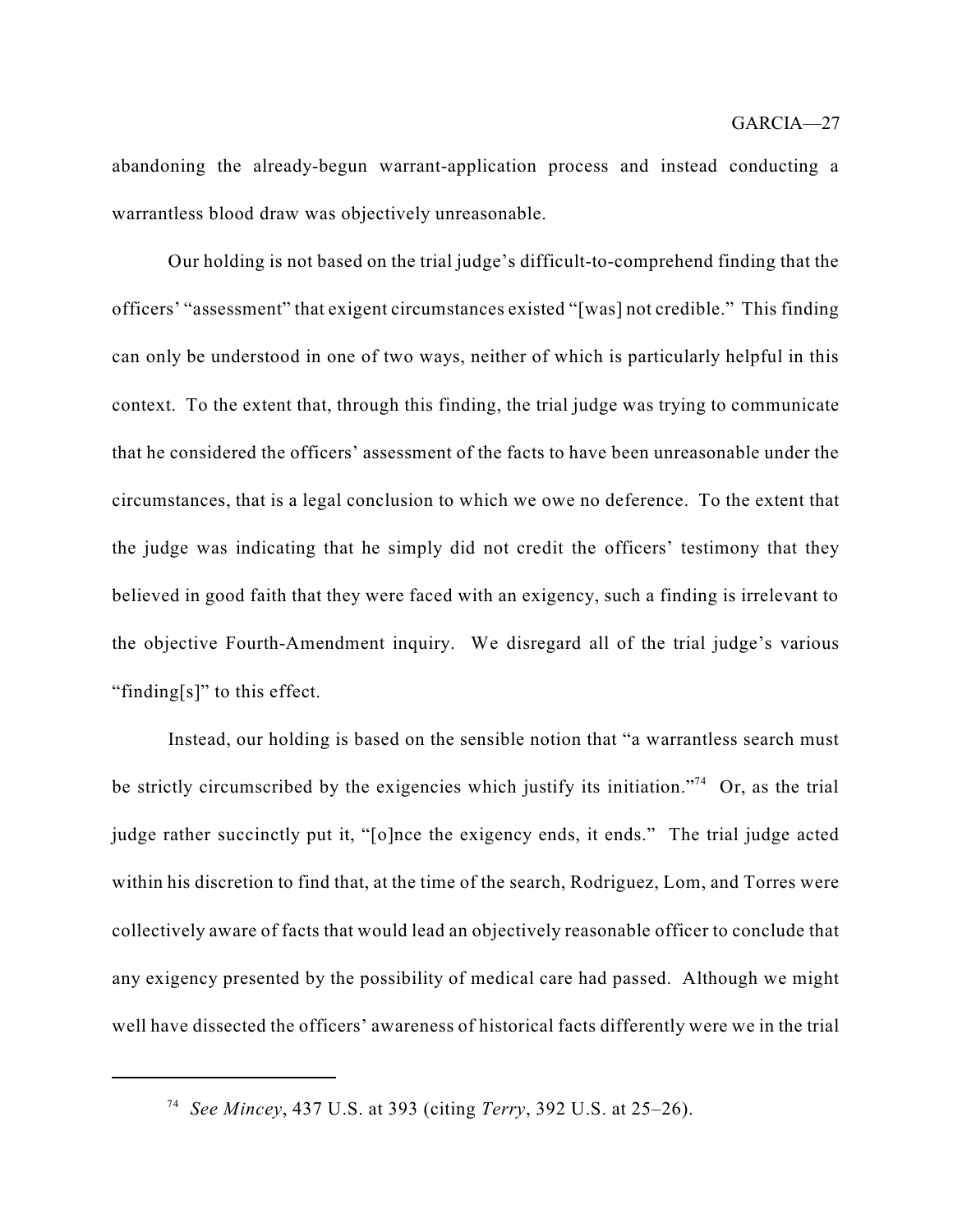abandoning the already-begun warrant-application process and instead conducting a warrantless blood draw was objectively unreasonable.

Our holding is not based on the trial judge's difficult-to-comprehend finding that the officers' "assessment" that exigent circumstances existed "[was] not credible." This finding can only be understood in one of two ways, neither of which is particularly helpful in this context. To the extent that, through this finding, the trial judge was trying to communicate that he considered the officers' assessment of the facts to have been unreasonable under the circumstances, that is a legal conclusion to which we owe no deference. To the extent that the judge was indicating that he simply did not credit the officers' testimony that they believed in good faith that they were faced with an exigency, such a finding is irrelevant to the objective Fourth-Amendment inquiry. We disregard all of the trial judge's various "finding[s]" to this effect.

Instead, our holding is based on the sensible notion that "a warrantless search must be strictly circumscribed by the exigencies which justify its initiation."[74] Or, as the trial judge rather succinctly put it, "[o]nce the exigency ends, it ends." The trial judge acted within his discretion to find that, at the time of the search, Rodriguez, Lom, and Torres were collectively aware of facts that would lead an objectively reasonable officer to conclude that any exigency presented by the possibility of medical care had passed. Although we might well have dissected the officers' awareness of historical facts differently were we in the trial

---

[74] *See Mincey*, 437 U.S. at 393 (citing *Terry*, 392 U.S. at 25–26).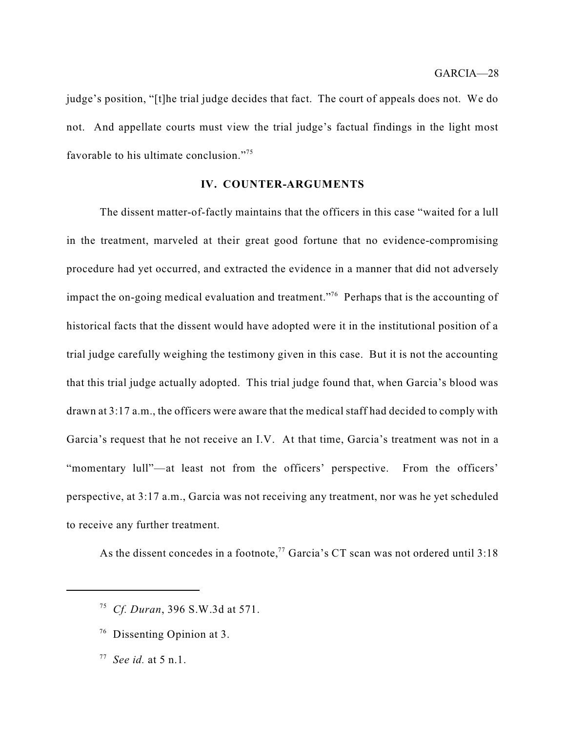judge's position, "[t]he trial judge decides that fact. The court of appeals does not. We do not. And appellate courts must view the trial judge's factual findings in the light most favorable to his ultimate conclusion."[75]

## IV. COUNTER-ARGUMENTS

The dissent matter-of-factly maintains that the officers in this case "waited for a lull in the treatment, marveled at their great good fortune that no evidence-compromising procedure had yet occurred, and extracted the evidence in a manner that did not adversely impact the on-going medical evaluation and treatment."[76] Perhaps that is the accounting of historical facts that the dissent would have adopted were it in the institutional position of a trial judge carefully weighing the testimony given in this case. But it is not the accounting that this trial judge actually adopted. This trial judge found that, when Garcia's blood was drawn at 3:17 a.m., the officers were aware that the medical staff had decided to comply with Garcia's request that he not receive an I.V. At that time, Garcia's treatment was not in a "momentary lull"—at least not from the officers' perspective. From the officers' perspective, at 3:17 a.m., Garcia was not receiving any treatment, nor was he yet scheduled to receive any further treatment.

As the dissent concedes in a footnote,[77] Garcia's CT scan was not ordered until 3:18

---

[75] *Cf. Duran*, 396 S.W.3d at 571.

[76] Dissenting Opinion at 3.

[77] *See id.* at 5 n.1.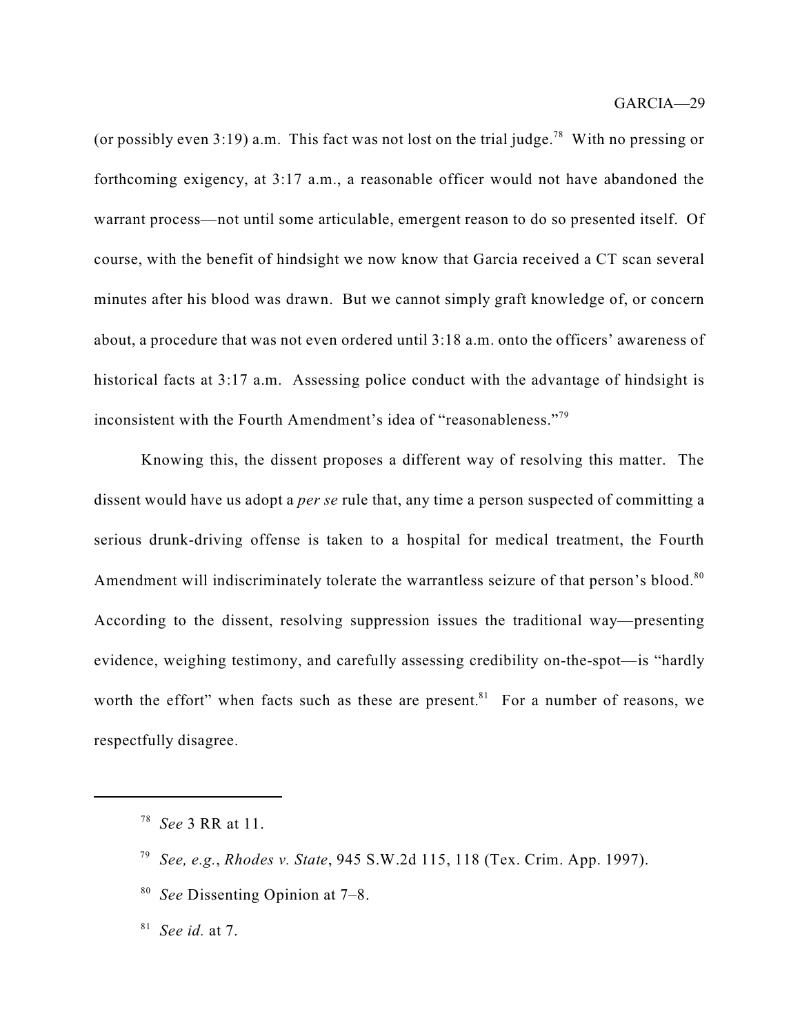(or possibly even 3:19) a.m. This fact was not lost on the trial judge.[78] With no pressing or forthcoming exigency, at 3:17 a.m., a reasonable officer would not have abandoned the warrant process—not until some articulable, emergent reason to do so presented itself. Of course, with the benefit of hindsight we now know that Garcia received a CT scan several minutes after his blood was drawn. But we cannot simply graft knowledge of, or concern about, a procedure that was not even ordered until 3:18 a.m. onto the officers' awareness of historical facts at 3:17 a.m. Assessing police conduct with the advantage of hindsight is inconsistent with the Fourth Amendment's idea of "reasonableness."[79]

Knowing this, the dissent proposes a different way of resolving this matter. The dissent would have us adopt a *per se* rule that, any time a person suspected of committing a serious drunk-driving offense is taken to a hospital for medical treatment, the Fourth Amendment will indiscriminately tolerate the warrantless seizure of that person's blood.[80] According to the dissent, resolving suppression issues the traditional way—presenting evidence, weighing testimony, and carefully assessing credibility on-the-spot—is "hardly worth the effort" when facts such as these are present.[81] For a number of reasons, we respectfully disagree.

---

[78] *See* 3 RR at 11.

[79] *See, e.g.*, *Rhodes v. State*, 945 S.W.2d 115, 118 (Tex. Crim. App. 1997).

[80] *See* Dissenting Opinion at 7–8.

[81] *See id.* at 7.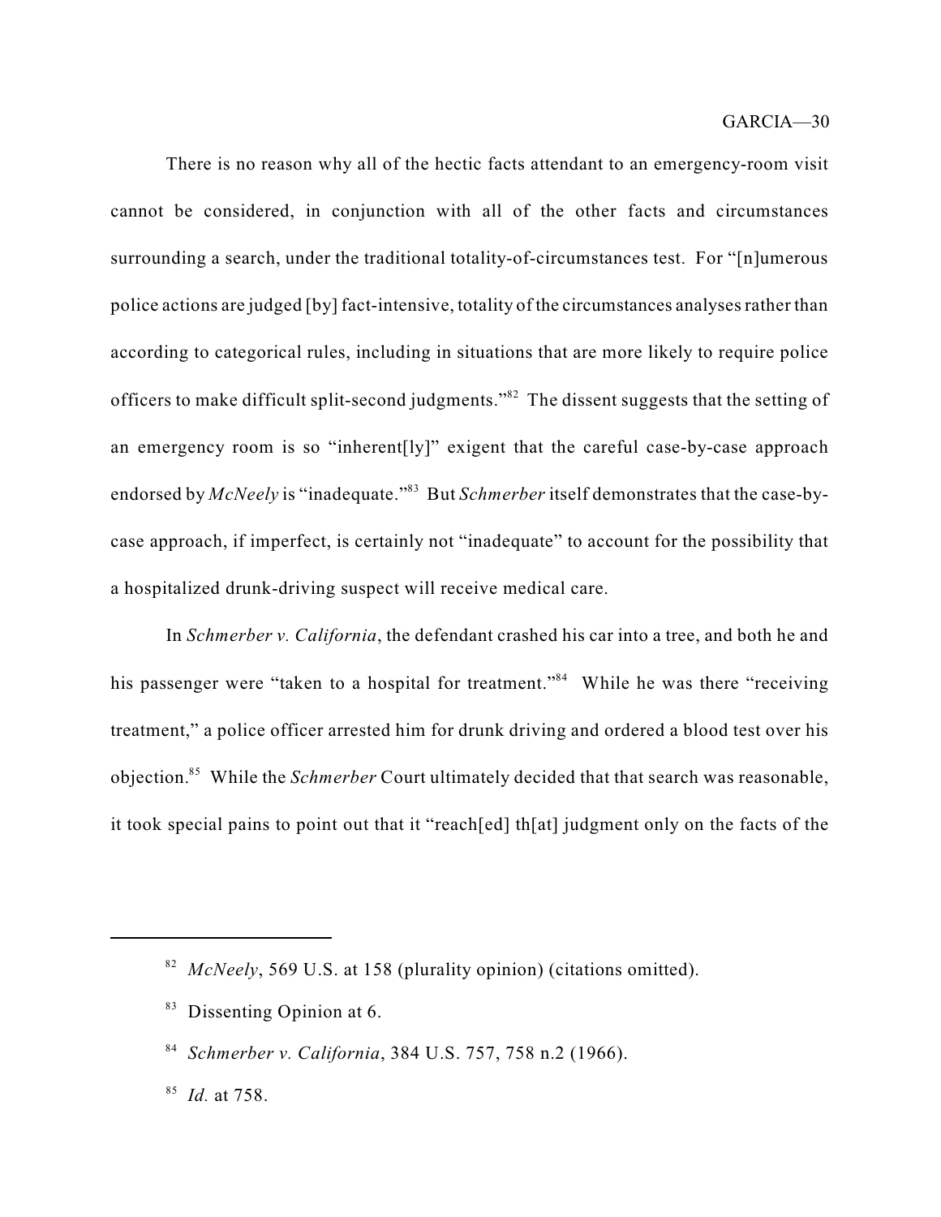There is no reason why all of the hectic facts attendant to an emergency-room visit cannot be considered, in conjunction with all of the other facts and circumstances surrounding a search, under the traditional totality-of-circumstances test. For "[n]umerous police actions are judged [by] fact-intensive, totality of the circumstances analyses rather than according to categorical rules, including in situations that are more likely to require police officers to make difficult split-second judgments."[82] The dissent suggests that the setting of an emergency room is so "inherent[ly]" exigent that the careful case-by-case approach endorsed by *McNeely* is "inadequate."[83] But *Schmerber* itself demonstrates that the case-by-case approach, if imperfect, is certainly not "inadequate" to account for the possibility that a hospitalized drunk-driving suspect will receive medical care.

In *Schmerber v. California*, the defendant crashed his car into a tree, and both he and his passenger were "taken to a hospital for treatment."[84] While he was there "receiving treatment," a police officer arrested him for drunk driving and ordered a blood test over his objection.[85] While the *Schmerber* Court ultimately decided that that search was reasonable, it took special pains to point out that it "reach[ed] th[at] judgment only on the facts of the

---

[82] *McNeely*, 569 U.S. at 158 (plurality opinion) (citations omitted).

[83] Dissenting Opinion at 6.

[84] *Schmerber v. California*, 384 U.S. 757, 758 n.2 (1966).

[85] *Id.* at 758.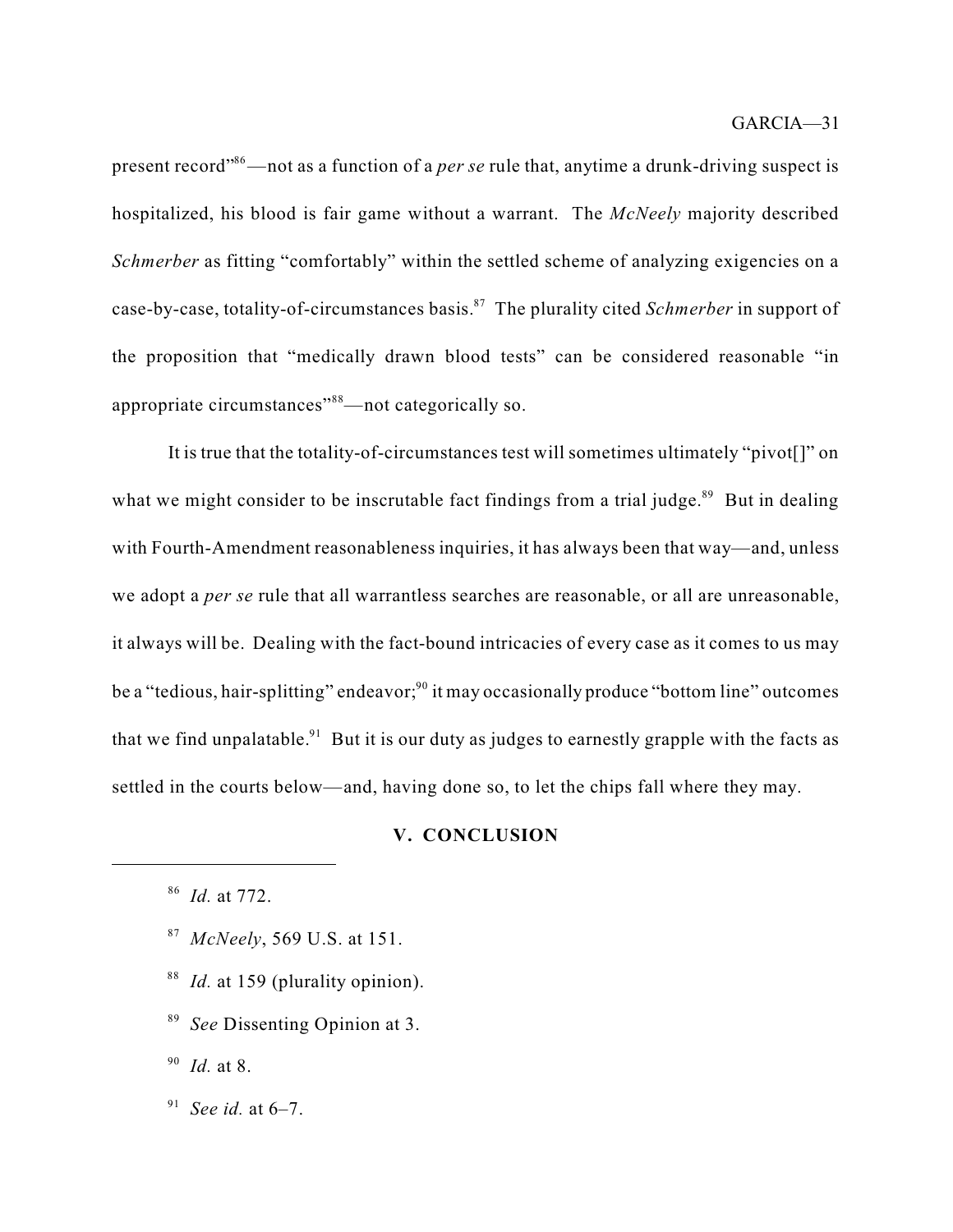present record"[86]—not as a function of a *per se* rule that, anytime a drunk-driving suspect is hospitalized, his blood is fair game without a warrant. The *McNeely* majority described *Schmerber* as fitting "comfortably" within the settled scheme of analyzing exigencies on a case-by-case, totality-of-circumstances basis.[87] The plurality cited *Schmerber* in support of the proposition that "medically drawn blood tests" can be considered reasonable "in appropriate circumstances"[88]—not categorically so.

It is true that the totality-of-circumstances test will sometimes ultimately "pivot[]" on what we might consider to be inscrutable fact findings from a trial judge.[89] But in dealing with Fourth-Amendment reasonableness inquiries, it has always been that way—and, unless we adopt a *per se* rule that all warrantless searches are reasonable, or all are unreasonable, it always will be. Dealing with the fact-bound intricacies of every case as it comes to us may be a "tedious, hair-splitting" endeavor;[90] it may occasionally produce "bottom line" outcomes that we find unpalatable.[91] But it is our duty as judges to earnestly grapple with the facts as settled in the courts below—and, having done so, to let the chips fall where they may.

## V. CONCLUSION

---

[86] *Id.* at 772.

[87] *McNeely*, 569 U.S. at 151.

[88] *Id.* at 159 (plurality opinion).

[89] *See* Dissenting Opinion at 3.

[90] *Id.* at 8.

[91] *See id.* at 6–7.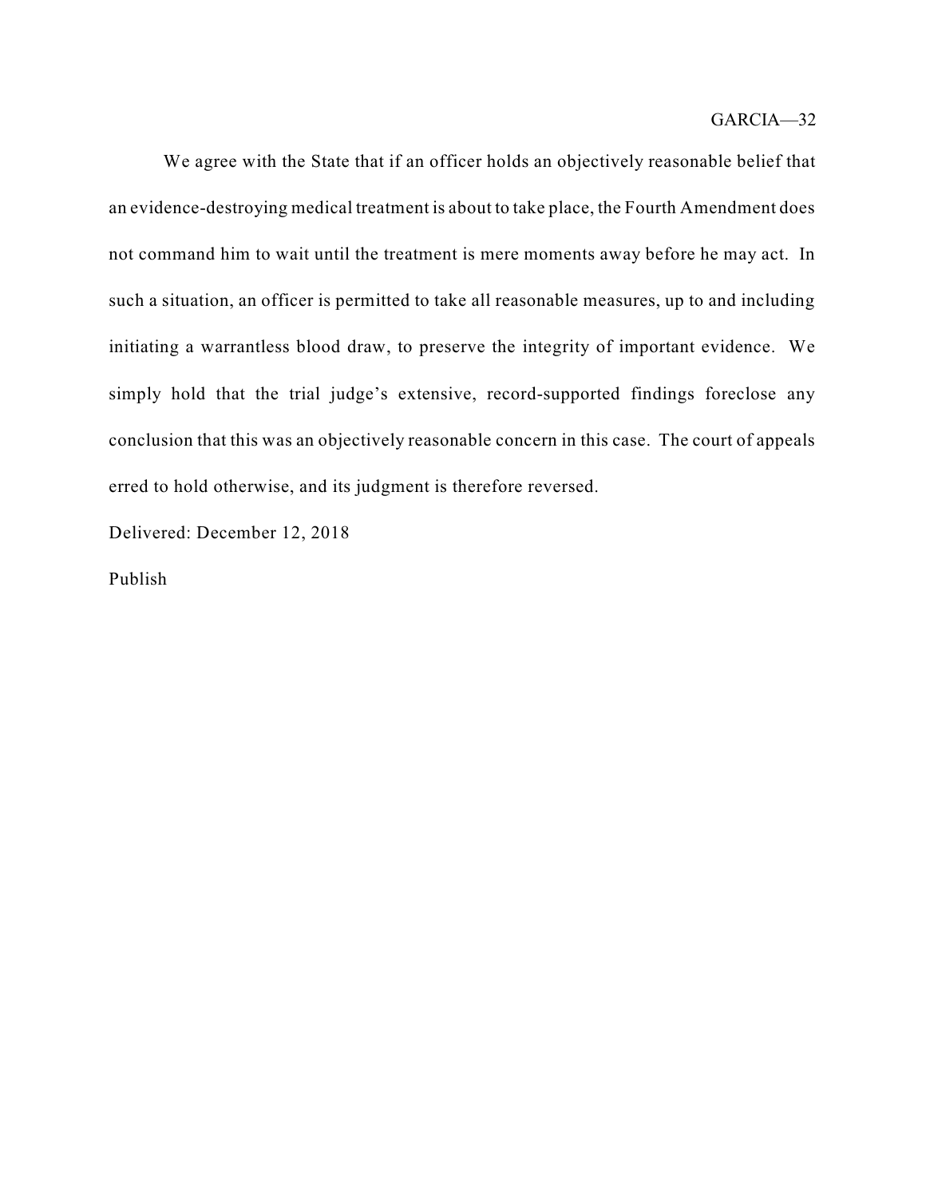We agree with the State that if an officer holds an objectively reasonable belief that an evidence-destroying medical treatment is about to take place, the Fourth Amendment does not command him to wait until the treatment is mere moments away before he may act. In such a situation, an officer is permitted to take all reasonable measures, up to and including initiating a warrantless blood draw, to preserve the integrity of important evidence. We simply hold that the trial judge's extensive, record-supported findings foreclose any conclusion that this was an objectively reasonable concern in this case. The court of appeals erred to hold otherwise, and its judgment is therefore reversed.

Delivered: December 12, 2018

Publish